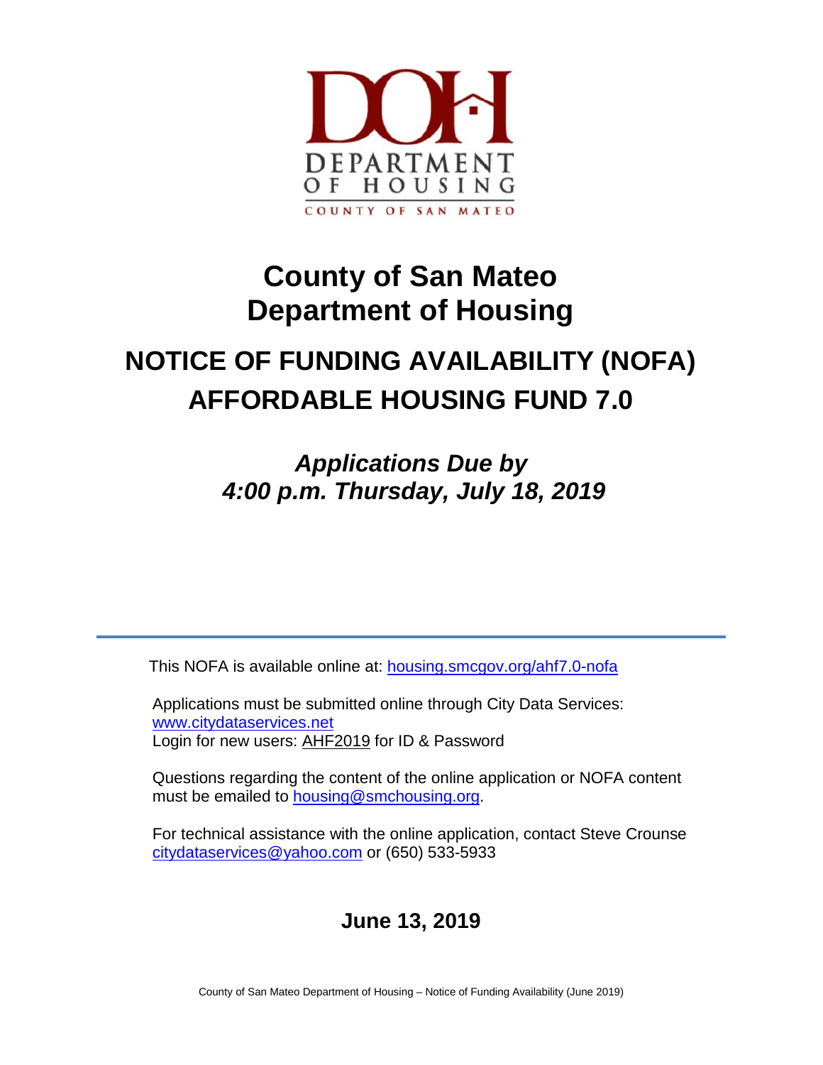DOH

DEPARTMENT OF HOUSING

COUNTY OF SAN MATEO

# County of San Mateo Department of Housing

# NOTICE OF FUNDING AVAILABILITY (NOFA) AFFORDABLE HOUSING FUND 7.0

***Applications Due by 4:00 p.m. Thursday, July 18, 2019***

---

This NOFA is available online at: housing.smcgov.org/ahf7.0-nofa

Applications must be submitted online through City Data Services: www.citydataservices.net
Login for new users: AHF2019 for ID & Password

Questions regarding the content of the online application or NOFA content must be emailed to housing@smchousing.org.

For technical assistance with the online application, contact Steve Crounse citydataservices@yahoo.com or (650) 533-5933

**June 13, 2019**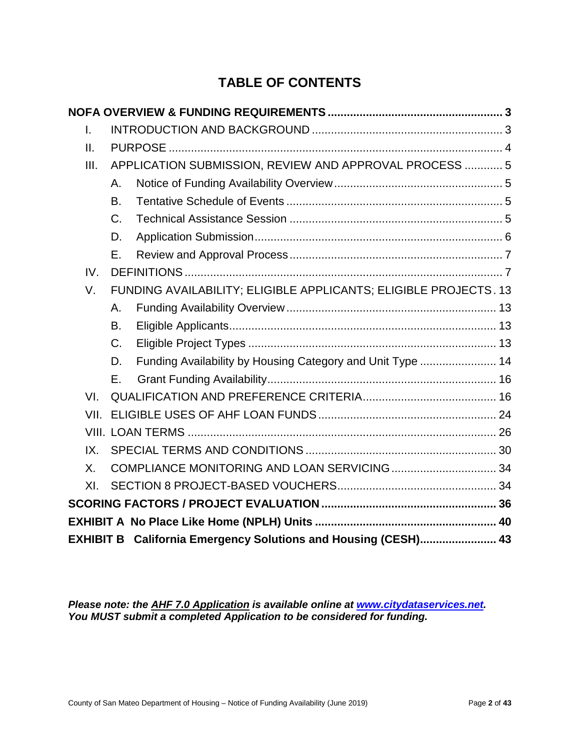# TABLE OF CONTENTS

**NOFA OVERVIEW & FUNDING REQUIREMENTS** ..... **3**

- I. INTRODUCTION AND BACKGROUND ..... 3
- II. PURPOSE ..... 4
- III. APPLICATION SUBMISSION, REVIEW AND APPROVAL PROCESS ..... 5
  - A. Notice of Funding Availability Overview ..... 5
  - B. Tentative Schedule of Events ..... 5
  - C. Technical Assistance Session ..... 5
  - D. Application Submission ..... 6
  - E. Review and Approval Process ..... 7
- IV. DEFINITIONS ..... 7
- V. FUNDING AVAILABILITY; ELIGIBLE APPLICANTS; ELIGIBLE PROJECTS ..... 13
  - A. Funding Availability Overview ..... 13
  - B. Eligible Applicants ..... 13
  - C. Eligible Project Types ..... 13
  - D. Funding Availability by Housing Category and Unit Type ..... 14
  - E. Grant Funding Availability ..... 16
- VI. QUALIFICATION AND PREFERENCE CRITERIA ..... 16
- VII. ELIGIBLE USES OF AHF LOAN FUNDS ..... 24
- VIII. LOAN TERMS ..... 26
- IX. SPECIAL TERMS AND CONDITIONS ..... 30
- X. COMPLIANCE MONITORING AND LOAN SERVICING ..... 34
- XI. SECTION 8 PROJECT-BASED VOUCHERS ..... 34

**SCORING FACTORS / PROJECT EVALUATION** ..... **36**

**EXHIBIT A No Place Like Home (NPLH) Units** ..... **40**

**EXHIBIT B California Emergency Solutions and Housing (CESH)** ..... **43**

***Please note: the <u>AHF 7.0 Application</u> is available online at [www.citydataservices.net](http://www.citydataservices.net). You MUST submit a completed Application to be considered for funding.***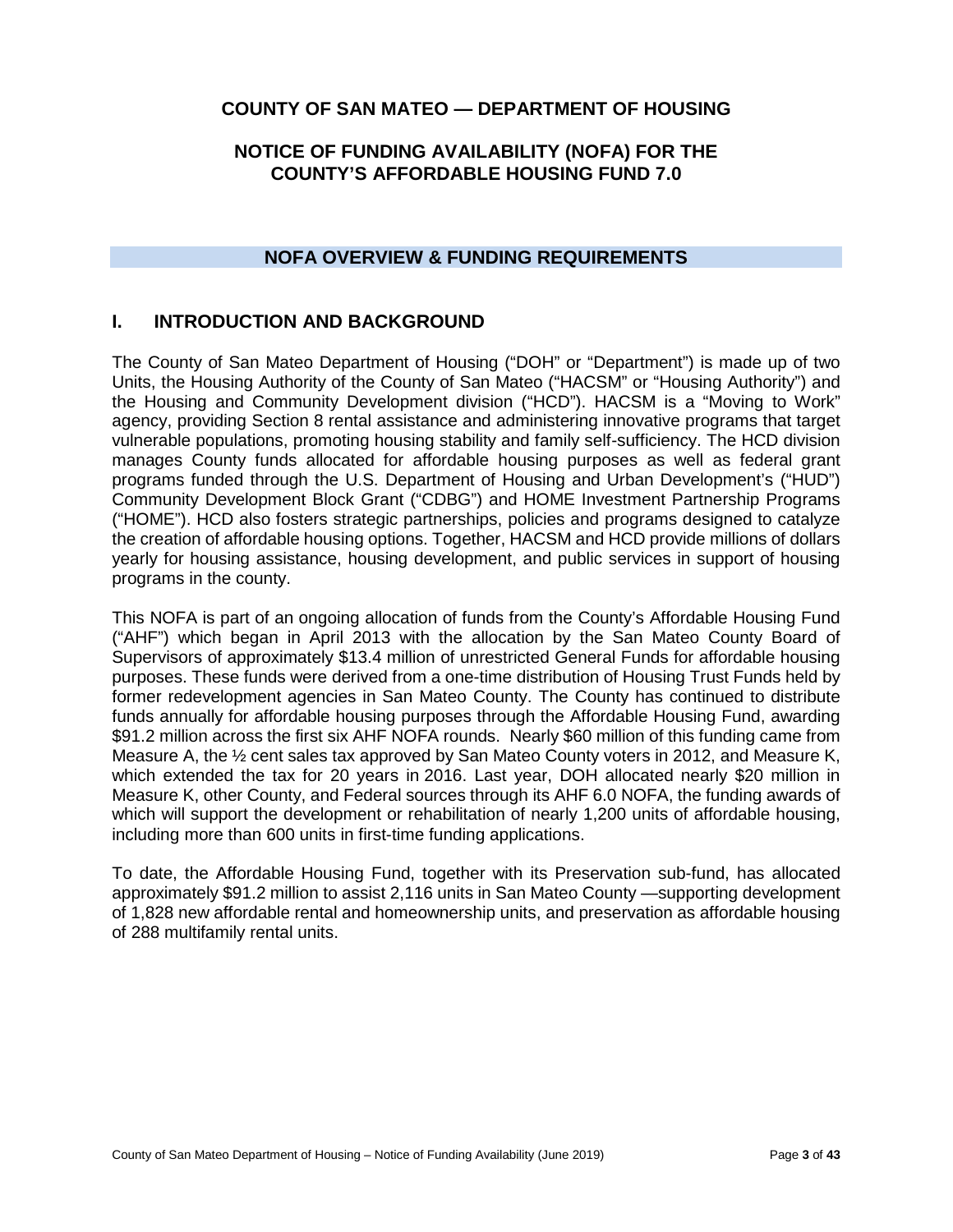# COUNTY OF SAN MATEO — DEPARTMENT OF HOUSING

## NOTICE OF FUNDING AVAILABILITY (NOFA) FOR THE COUNTY'S AFFORDABLE HOUSING FUND 7.0

## NOFA OVERVIEW & FUNDING REQUIREMENTS

## I. INTRODUCTION AND BACKGROUND

The County of San Mateo Department of Housing ("DOH" or "Department") is made up of two Units, the Housing Authority of the County of San Mateo ("HACSM" or "Housing Authority") and the Housing and Community Development division ("HCD"). HACSM is a "Moving to Work" agency, providing Section 8 rental assistance and administering innovative programs that target vulnerable populations, promoting housing stability and family self-sufficiency. The HCD division manages County funds allocated for affordable housing purposes as well as federal grant programs funded through the U.S. Department of Housing and Urban Development's ("HUD") Community Development Block Grant ("CDBG") and HOME Investment Partnership Programs ("HOME"). HCD also fosters strategic partnerships, policies and programs designed to catalyze the creation of affordable housing options. Together, HACSM and HCD provide millions of dollars yearly for housing assistance, housing development, and public services in support of housing programs in the county.

This NOFA is part of an ongoing allocation of funds from the County's Affordable Housing Fund ("AHF") which began in April 2013 with the allocation by the San Mateo County Board of Supervisors of approximately $13.4 million of unrestricted General Funds for affordable housing purposes. These funds were derived from a one-time distribution of Housing Trust Funds held by former redevelopment agencies in San Mateo County. The County has continued to distribute funds annually for affordable housing purposes through the Affordable Housing Fund, awarding $91.2 million across the first six AHF NOFA rounds. Nearly $60 million of this funding came from Measure A, the ½ cent sales tax approved by San Mateo County voters in 2012, and Measure K, which extended the tax for 20 years in 2016. Last year, DOH allocated nearly $20 million in Measure K, other County, and Federal sources through its AHF 6.0 NOFA, the funding awards of which will support the development or rehabilitation of nearly 1,200 units of affordable housing, including more than 600 units in first-time funding applications.

To date, the Affordable Housing Fund, together with its Preservation sub-fund, has allocated approximately $91.2 million to assist 2,116 units in San Mateo County —supporting development of 1,828 new affordable rental and homeownership units, and preservation as affordable housing of 288 multifamily rental units.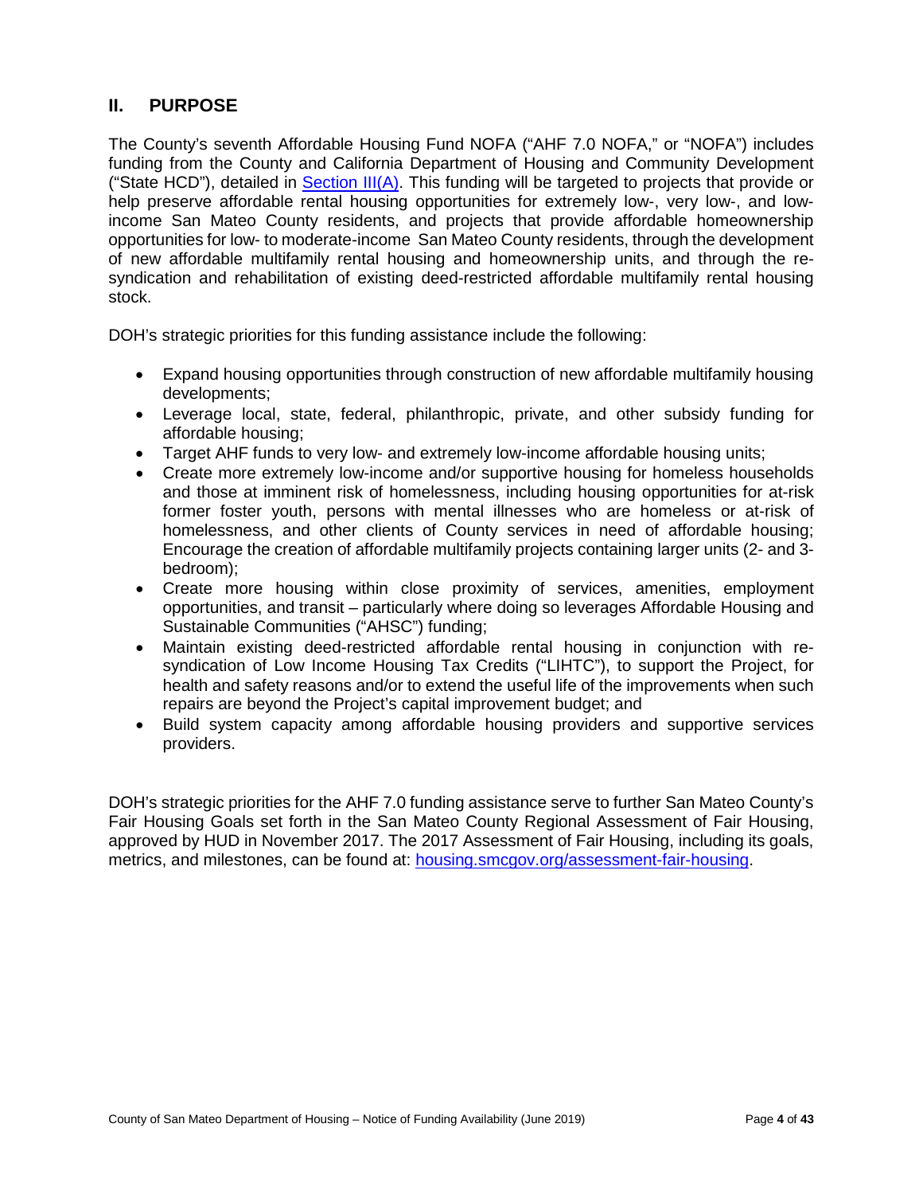## II. PURPOSE

The County's seventh Affordable Housing Fund NOFA ("AHF 7.0 NOFA," or "NOFA") includes funding from the County and California Department of Housing and Community Development ("State HCD"), detailed in Section III(A). This funding will be targeted to projects that provide or help preserve affordable rental housing opportunities for extremely low-, very low-, and low-income San Mateo County residents, and projects that provide affordable homeownership opportunities for low- to moderate-income San Mateo County residents, through the development of new affordable multifamily rental housing and homeownership units, and through the re-syndication and rehabilitation of existing deed-restricted affordable multifamily rental housing stock.

DOH's strategic priorities for this funding assistance include the following:

- Expand housing opportunities through construction of new affordable multifamily housing developments;
- Leverage local, state, federal, philanthropic, private, and other subsidy funding for affordable housing;
- Target AHF funds to very low- and extremely low-income affordable housing units;
- Create more extremely low-income and/or supportive housing for homeless households and those at imminent risk of homelessness, including housing opportunities for at-risk former foster youth, persons with mental illnesses who are homeless or at-risk of homelessness, and other clients of County services in need of affordable housing; Encourage the creation of affordable multifamily projects containing larger units (2- and 3-bedroom);
- Create more housing within close proximity of services, amenities, employment opportunities, and transit – particularly where doing so leverages Affordable Housing and Sustainable Communities ("AHSC") funding;
- Maintain existing deed-restricted affordable rental housing in conjunction with re-syndication of Low Income Housing Tax Credits ("LIHTC"), to support the Project, for health and safety reasons and/or to extend the useful life of the improvements when such repairs are beyond the Project's capital improvement budget; and
- Build system capacity among affordable housing providers and supportive services providers.

DOH's strategic priorities for the AHF 7.0 funding assistance serve to further San Mateo County's Fair Housing Goals set forth in the San Mateo County Regional Assessment of Fair Housing, approved by HUD in November 2017. The 2017 Assessment of Fair Housing, including its goals, metrics, and milestones, can be found at: housing.smcgov.org/assessment-fair-housing.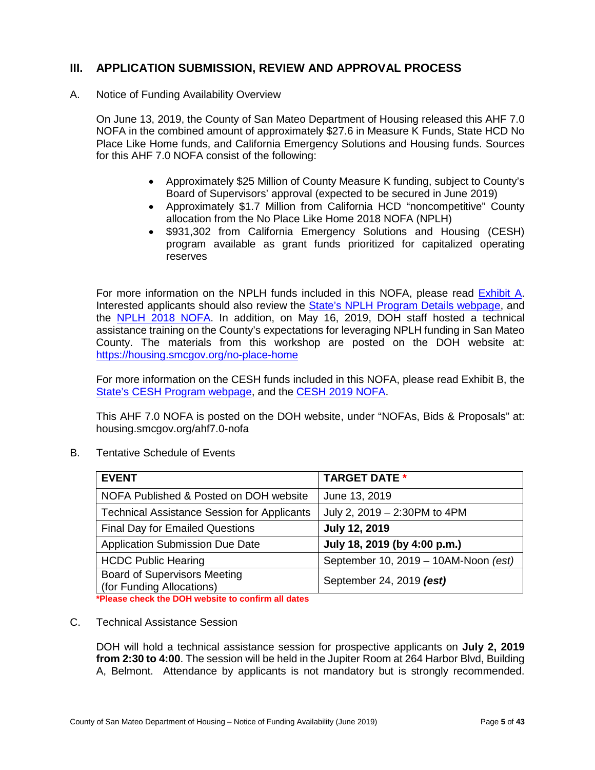## III. APPLICATION SUBMISSION, REVIEW AND APPROVAL PROCESS

A. Notice of Funding Availability Overview

On June 13, 2019, the County of San Mateo Department of Housing released this AHF 7.0 NOFA in the combined amount of approximately $27.6 in Measure K Funds, State HCD No Place Like Home funds, and California Emergency Solutions and Housing funds. Sources for this AHF 7.0 NOFA consist of the following:

- Approximately $25 Million of County Measure K funding, subject to County's Board of Supervisors' approval (expected to be secured in June 2019)
- Approximately $1.7 Million from California HCD "noncompetitive" County allocation from the No Place Like Home 2018 NOFA (NPLH)
- $931,302 from California Emergency Solutions and Housing (CESH) program available as grant funds prioritized for capitalized operating reserves

For more information on the NPLH funds included in this NOFA, please read Exhibit A. Interested applicants should also review the State's NPLH Program Details webpage, and the NPLH 2018 NOFA. In addition, on May 16, 2019, DOH staff hosted a technical assistance training on the County's expectations for leveraging NPLH funding in San Mateo County. The materials from this workshop are posted on the DOH website at: https://housing.smcgov.org/no-place-home

For more information on the CESH funds included in this NOFA, please read Exhibit B, the State's CESH Program webpage, and the CESH 2019 NOFA.

This AHF 7.0 NOFA is posted on the DOH website, under "NOFAs, Bids & Proposals" at: housing.smcgov.org/ahf7.0-nofa

B. Tentative Schedule of Events

| EVENT | TARGET DATE * |
|---|---|
| NOFA Published & Posted on DOH website | June 13, 2019 |
| Technical Assistance Session for Applicants | July 2, 2019 – 2:30PM to 4PM |
| Final Day for Emailed Questions | **July 12, 2019** |
| Application Submission Due Date | **July 18, 2019 (by 4:00 p.m.)** |
| HCDC Public Hearing | September 10, 2019 – 10AM-Noon *(est)* |
| Board of Supervisors Meeting (for Funding Allocations) | September 24, 2019 ***(est)*** |

**\*Please check the DOH website to confirm all dates**

C. Technical Assistance Session

DOH will hold a technical assistance session for prospective applicants on **July 2, 2019 from 2:30 to 4:00**. The session will be held in the Jupiter Room at 264 Harbor Blvd, Building A, Belmont. Attendance by applicants is not mandatory but is strongly recommended.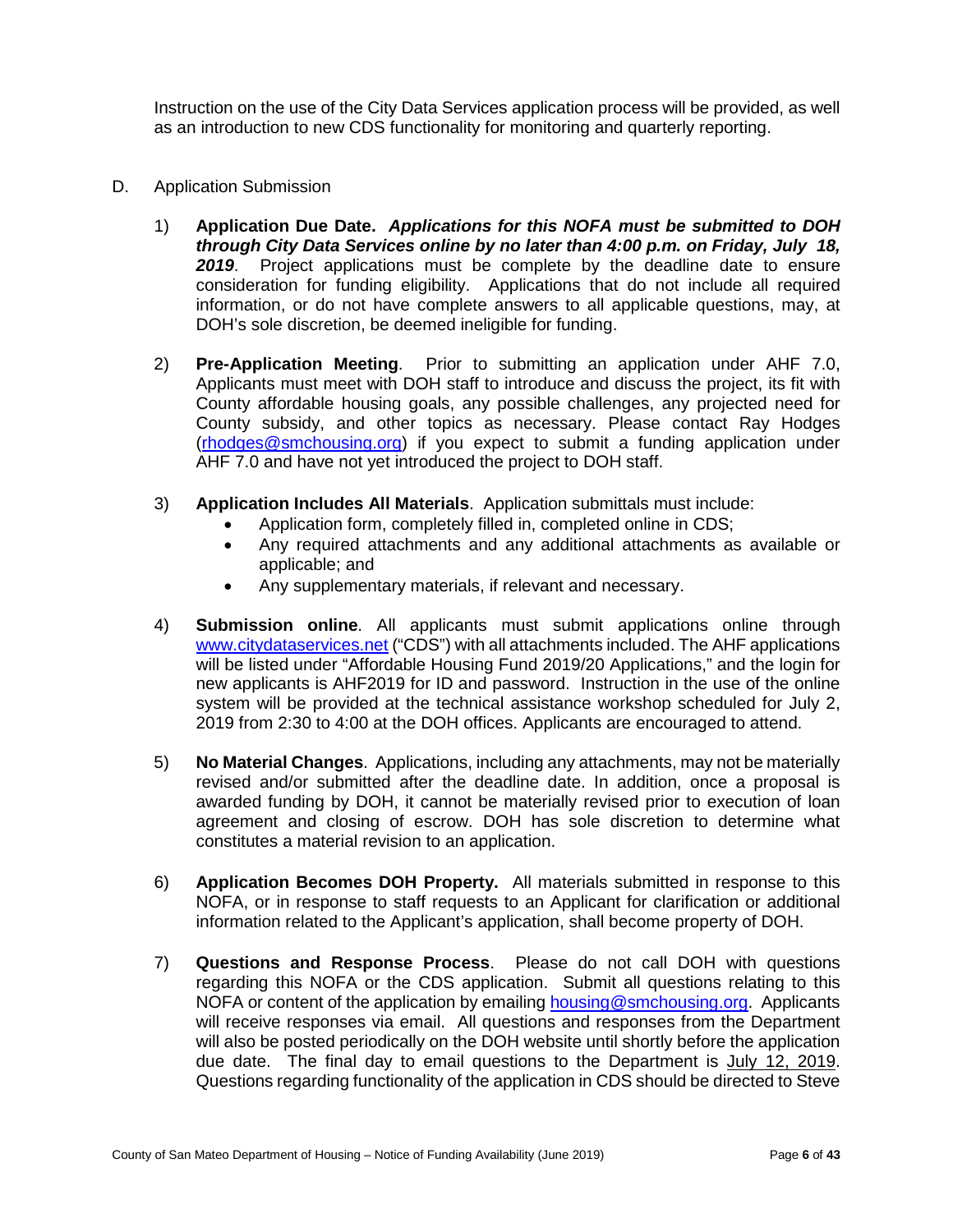Instruction on the use of the City Data Services application process will be provided, as well as an introduction to new CDS functionality for monitoring and quarterly reporting.

D. Application Submission

1) **Application Due Date.** ***Applications for this NOFA must be submitted to DOH through City Data Services online by no later than 4:00 p.m. on Friday, July 18, 2019***. Project applications must be complete by the deadline date to ensure consideration for funding eligibility. Applications that do not include all required information, or do not have complete answers to all applicable questions, may, at DOH's sole discretion, be deemed ineligible for funding.

2) **Pre-Application Meeting**. Prior to submitting an application under AHF 7.0, Applicants must meet with DOH staff to introduce and discuss the project, its fit with County affordable housing goals, any possible challenges, any projected need for County subsidy, and other topics as necessary. Please contact Ray Hodges (rhodges@smchousing.org) if you expect to submit a funding application under AHF 7.0 and have not yet introduced the project to DOH staff.

3) **Application Includes All Materials**. Application submittals must include:
   - Application form, completely filled in, completed online in CDS;
   - Any required attachments and any additional attachments as available or applicable; and
   - Any supplementary materials, if relevant and necessary.

4) **Submission online**. All applicants must submit applications online through www.citydataservices.net ("CDS") with all attachments included. The AHF applications will be listed under "Affordable Housing Fund 2019/20 Applications," and the login for new applicants is AHF2019 for ID and password. Instruction in the use of the online system will be provided at the technical assistance workshop scheduled for July 2, 2019 from 2:30 to 4:00 at the DOH offices. Applicants are encouraged to attend.

5) **No Material Changes**. Applications, including any attachments, may not be materially revised and/or submitted after the deadline date. In addition, once a proposal is awarded funding by DOH, it cannot be materially revised prior to execution of loan agreement and closing of escrow. DOH has sole discretion to determine what constitutes a material revision to an application.

6) **Application Becomes DOH Property.** All materials submitted in response to this NOFA, or in response to staff requests to an Applicant for clarification or additional information related to the Applicant's application, shall become property of DOH.

7) **Questions and Response Process**. Please do not call DOH with questions regarding this NOFA or the CDS application. Submit all questions relating to this NOFA or content of the application by emailing housing@smchousing.org. Applicants will receive responses via email. All questions and responses from the Department will also be posted periodically on the DOH website until shortly before the application due date. The final day to email questions to the Department is July 12, 2019. Questions regarding functionality of the application in CDS should be directed to Steve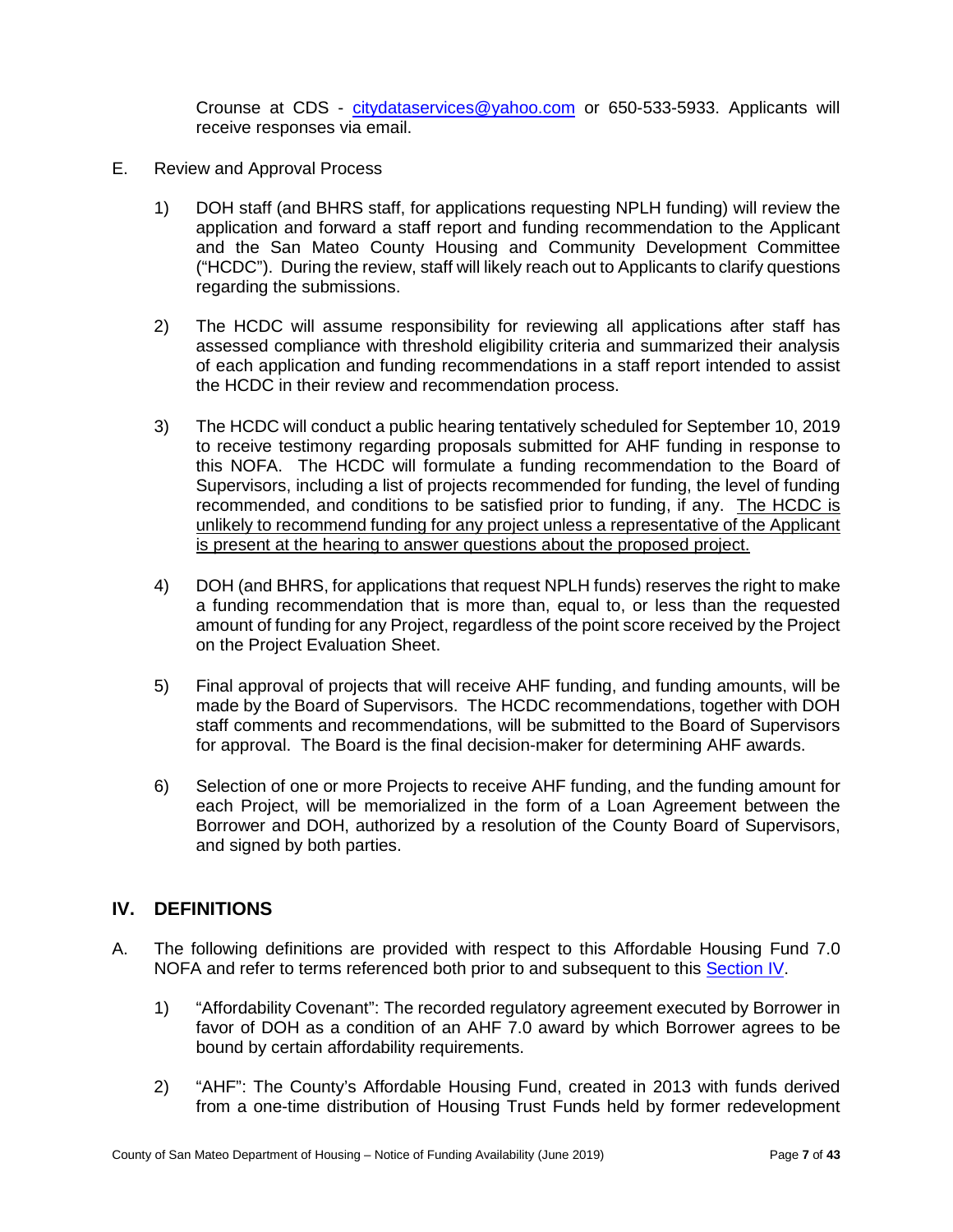Crounse at CDS - [citydataservices@yahoo.com](mailto:citydataservices@yahoo.com) or 650-533-5933. Applicants will receive responses via email.

E. Review and Approval Process

1) DOH staff (and BHRS staff, for applications requesting NPLH funding) will review the application and forward a staff report and funding recommendation to the Applicant and the San Mateo County Housing and Community Development Committee ("HCDC"). During the review, staff will likely reach out to Applicants to clarify questions regarding the submissions.

2) The HCDC will assume responsibility for reviewing all applications after staff has assessed compliance with threshold eligibility criteria and summarized their analysis of each application and funding recommendations in a staff report intended to assist the HCDC in their review and recommendation process.

3) The HCDC will conduct a public hearing tentatively scheduled for September 10, 2019 to receive testimony regarding proposals submitted for AHF funding in response to this NOFA. The HCDC will formulate a funding recommendation to the Board of Supervisors, including a list of projects recommended for funding, the level of funding recommended, and conditions to be satisfied prior to funding, if any. <u>The HCDC is unlikely to recommend funding for any project unless a representative of the Applicant is present at the hearing to answer questions about the proposed project.</u>

4) DOH (and BHRS, for applications that request NPLH funds) reserves the right to make a funding recommendation that is more than, equal to, or less than the requested amount of funding for any Project, regardless of the point score received by the Project on the Project Evaluation Sheet.

5) Final approval of projects that will receive AHF funding, and funding amounts, will be made by the Board of Supervisors. The HCDC recommendations, together with DOH staff comments and recommendations, will be submitted to the Board of Supervisors for approval. The Board is the final decision-maker for determining AHF awards.

6) Selection of one or more Projects to receive AHF funding, and the funding amount for each Project, will be memorialized in the form of a Loan Agreement between the Borrower and DOH, authorized by a resolution of the County Board of Supervisors, and signed by both parties.

## IV. DEFINITIONS

A. The following definitions are provided with respect to this Affordable Housing Fund 7.0 NOFA and refer to terms referenced both prior to and subsequent to this Section IV.

1) "Affordability Covenant": The recorded regulatory agreement executed by Borrower in favor of DOH as a condition of an AHF 7.0 award by which Borrower agrees to be bound by certain affordability requirements.

2) "AHF": The County's Affordable Housing Fund, created in 2013 with funds derived from a one-time distribution of Housing Trust Funds held by former redevelopment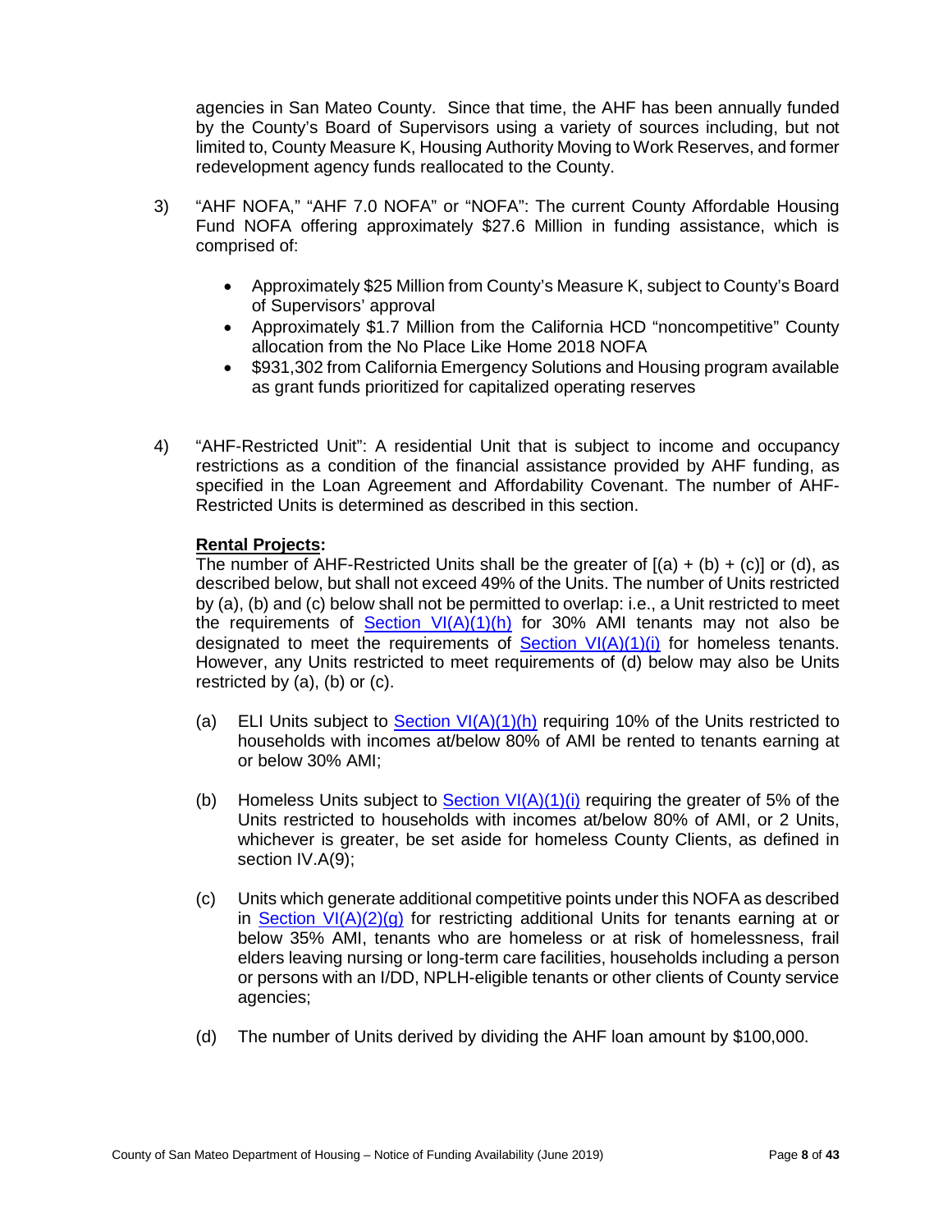agencies in San Mateo County. Since that time, the AHF has been annually funded by the County's Board of Supervisors using a variety of sources including, but not limited to, County Measure K, Housing Authority Moving to Work Reserves, and former redevelopment agency funds reallocated to the County.

3) "AHF NOFA," "AHF 7.0 NOFA" or "NOFA": The current County Affordable Housing Fund NOFA offering approximately $27.6 Million in funding assistance, which is comprised of:

   - Approximately $25 Million from County's Measure K, subject to County's Board of Supervisors' approval
   - Approximately $1.7 Million from the California HCD "noncompetitive" County allocation from the No Place Like Home 2018 NOFA
   - $931,302 from California Emergency Solutions and Housing program available as grant funds prioritized for capitalized operating reserves

4) "AHF-Restricted Unit": A residential Unit that is subject to income and occupancy restrictions as a condition of the financial assistance provided by AHF funding, as specified in the Loan Agreement and Affordability Covenant. The number of AHF-Restricted Units is determined as described in this section.

   **<u>Rental Projects</u>:**
   The number of AHF-Restricted Units shall be the greater of [(a) + (b) + (c)] or (d), as described below, but shall not exceed 49% of the Units. The number of Units restricted by (a), (b) and (c) below shall not be permitted to overlap: i.e., a Unit restricted to meet the requirements of Section VI(A)(1)(h) for 30% AMI tenants may not also be designated to meet the requirements of Section VI(A)(1)(i) for homeless tenants. However, any Units restricted to meet requirements of (d) below may also be Units restricted by (a), (b) or (c).

   (a) ELI Units subject to Section VI(A)(1)(h) requiring 10% of the Units restricted to households with incomes at/below 80% of AMI be rented to tenants earning at or below 30% AMI;

   (b) Homeless Units subject to Section VI(A)(1)(i) requiring the greater of 5% of the Units restricted to households with incomes at/below 80% of AMI, or 2 Units, whichever is greater, be set aside for homeless County Clients, as defined in section IV.A(9);

   (c) Units which generate additional competitive points under this NOFA as described in Section VI(A)(2)(g) for restricting additional Units for tenants earning at or below 35% AMI, tenants who are homeless or at risk of homelessness, frail elders leaving nursing or long-term care facilities, households including a person or persons with an I/DD, NPLH-eligible tenants or other clients of County service agencies;

   (d) The number of Units derived by dividing the AHF loan amount by $100,000.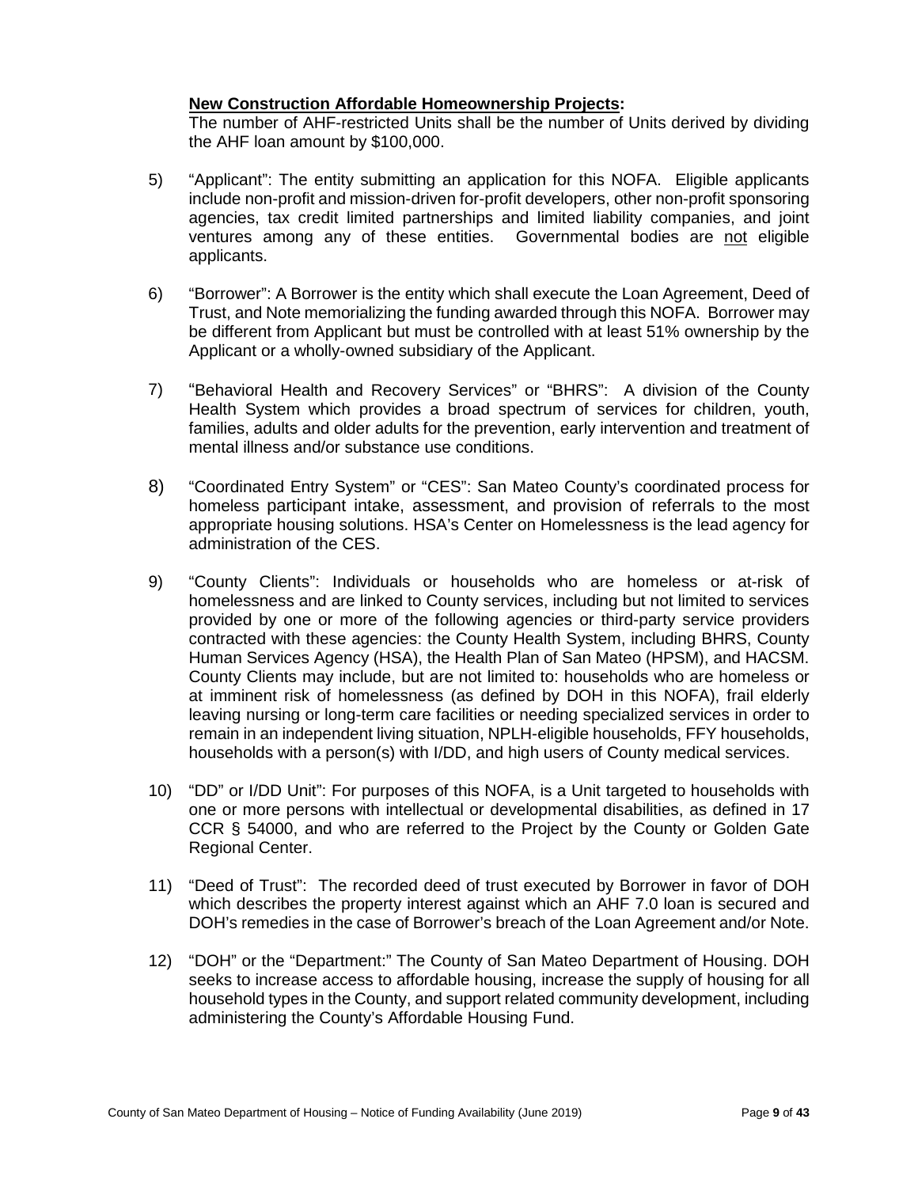**New Construction Affordable Homeownership Projects:**

The number of AHF-restricted Units shall be the number of Units derived by dividing the AHF loan amount by $100,000.

5) "Applicant": The entity submitting an application for this NOFA. Eligible applicants include non-profit and mission-driven for-profit developers, other non-profit sponsoring agencies, tax credit limited partnerships and limited liability companies, and joint ventures among any of these entities. Governmental bodies are not eligible applicants.

6) "Borrower": A Borrower is the entity which shall execute the Loan Agreement, Deed of Trust, and Note memorializing the funding awarded through this NOFA. Borrower may be different from Applicant but must be controlled with at least 51% ownership by the Applicant or a wholly-owned subsidiary of the Applicant.

7) "Behavioral Health and Recovery Services" or "BHRS": A division of the County Health System which provides a broad spectrum of services for children, youth, families, adults and older adults for the prevention, early intervention and treatment of mental illness and/or substance use conditions.

8) "Coordinated Entry System" or "CES": San Mateo County's coordinated process for homeless participant intake, assessment, and provision of referrals to the most appropriate housing solutions. HSA's Center on Homelessness is the lead agency for administration of the CES.

9) "County Clients": Individuals or households who are homeless or at-risk of homelessness and are linked to County services, including but not limited to services provided by one or more of the following agencies or third-party service providers contracted with these agencies: the County Health System, including BHRS, County Human Services Agency (HSA), the Health Plan of San Mateo (HPSM), and HACSM. County Clients may include, but are not limited to: households who are homeless or at imminent risk of homelessness (as defined by DOH in this NOFA), frail elderly leaving nursing or long-term care facilities or needing specialized services in order to remain in an independent living situation, NPLH-eligible households, FFY households, households with a person(s) with I/DD, and high users of County medical services.

10) "DD" or I/DD Unit": For purposes of this NOFA, is a Unit targeted to households with one or more persons with intellectual or developmental disabilities, as defined in 17 CCR § 54000, and who are referred to the Project by the County or Golden Gate Regional Center.

11) "Deed of Trust": The recorded deed of trust executed by Borrower in favor of DOH which describes the property interest against which an AHF 7.0 loan is secured and DOH's remedies in the case of Borrower's breach of the Loan Agreement and/or Note.

12) "DOH" or the "Department:" The County of San Mateo Department of Housing. DOH seeks to increase access to affordable housing, increase the supply of housing for all household types in the County, and support related community development, including administering the County's Affordable Housing Fund.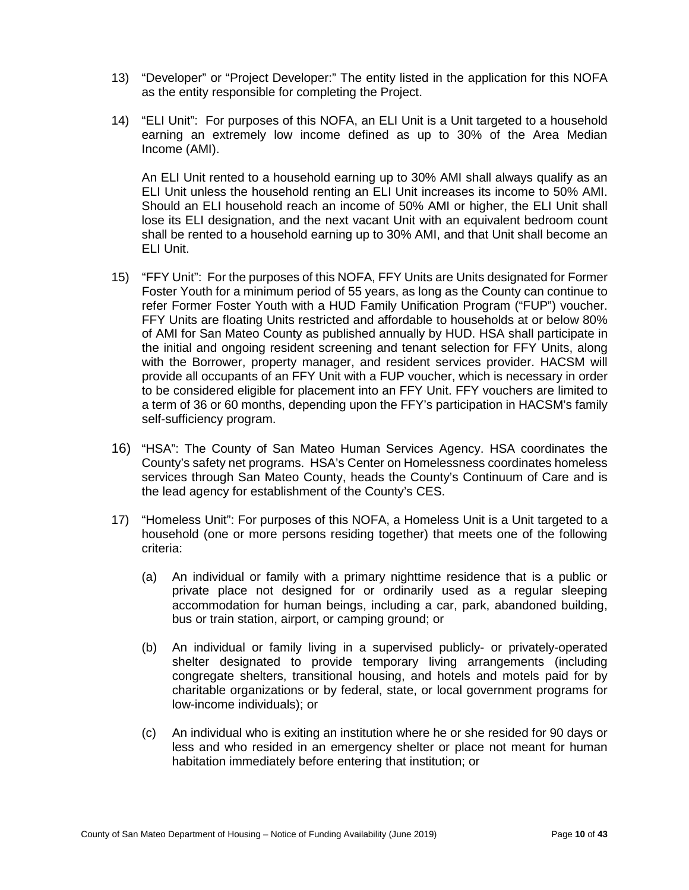13) "Developer" or "Project Developer:" The entity listed in the application for this NOFA as the entity responsible for completing the Project.

14) "ELI Unit": For purposes of this NOFA, an ELI Unit is a Unit targeted to a household earning an extremely low income defined as up to 30% of the Area Median Income (AMI).

    An ELI Unit rented to a household earning up to 30% AMI shall always qualify as an ELI Unit unless the household renting an ELI Unit increases its income to 50% AMI. Should an ELI household reach an income of 50% AMI or higher, the ELI Unit shall lose its ELI designation, and the next vacant Unit with an equivalent bedroom count shall be rented to a household earning up to 30% AMI, and that Unit shall become an ELI Unit.

15) "FFY Unit": For the purposes of this NOFA, FFY Units are Units designated for Former Foster Youth for a minimum period of 55 years, as long as the County can continue to refer Former Foster Youth with a HUD Family Unification Program ("FUP") voucher. FFY Units are floating Units restricted and affordable to households at or below 80% of AMI for San Mateo County as published annually by HUD. HSA shall participate in the initial and ongoing resident screening and tenant selection for FFY Units, along with the Borrower, property manager, and resident services provider. HACSM will provide all occupants of an FFY Unit with a FUP voucher, which is necessary in order to be considered eligible for placement into an FFY Unit. FFY vouchers are limited to a term of 36 or 60 months, depending upon the FFY's participation in HACSM's family self-sufficiency program.

16) "HSA": The County of San Mateo Human Services Agency. HSA coordinates the County's safety net programs. HSA's Center on Homelessness coordinates homeless services through San Mateo County, heads the County's Continuum of Care and is the lead agency for establishment of the County's CES.

17) "Homeless Unit": For purposes of this NOFA, a Homeless Unit is a Unit targeted to a household (one or more persons residing together) that meets one of the following criteria:

    (a) An individual or family with a primary nighttime residence that is a public or private place not designed for or ordinarily used as a regular sleeping accommodation for human beings, including a car, park, abandoned building, bus or train station, airport, or camping ground; or

    (b) An individual or family living in a supervised publicly- or privately-operated shelter designated to provide temporary living arrangements (including congregate shelters, transitional housing, and hotels and motels paid for by charitable organizations or by federal, state, or local government programs for low-income individuals); or

    (c) An individual who is exiting an institution where he or she resided for 90 days or less and who resided in an emergency shelter or place not meant for human habitation immediately before entering that institution; or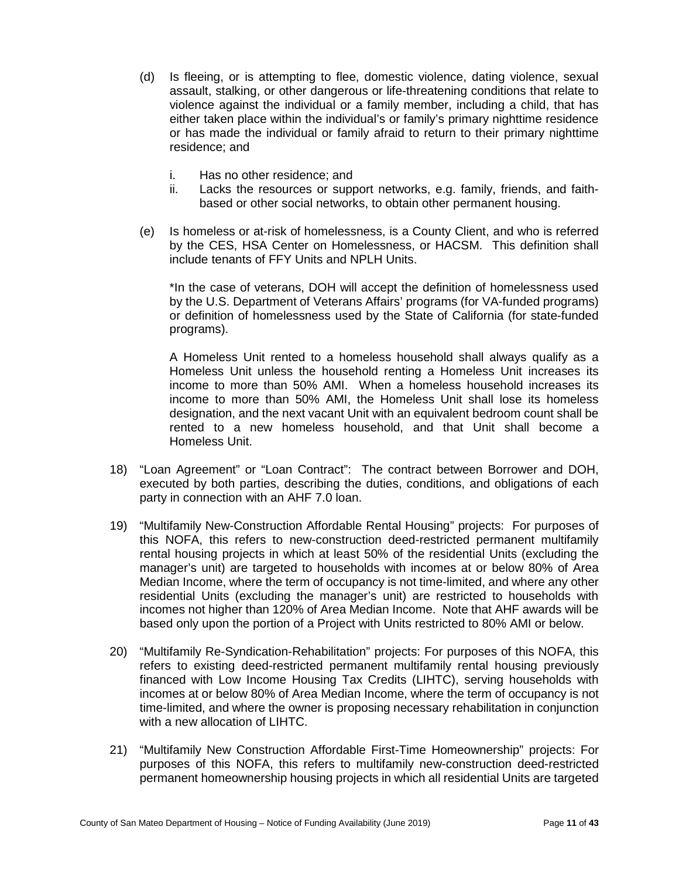(d) Is fleeing, or is attempting to flee, domestic violence, dating violence, sexual assault, stalking, or other dangerous or life-threatening conditions that relate to violence against the individual or a family member, including a child, that has either taken place within the individual's or family's primary nighttime residence or has made the individual or family afraid to return to their primary nighttime residence; and

   i. Has no other residence; and
   ii. Lacks the resources or support networks, e.g. family, friends, and faith-based or other social networks, to obtain other permanent housing.

(e) Is homeless or at-risk of homelessness, is a County Client, and who is referred by the CES, HSA Center on Homelessness, or HACSM. This definition shall include tenants of FFY Units and NPLH Units.

*In the case of veterans, DOH will accept the definition of homelessness used by the U.S. Department of Veterans Affairs' programs (for VA-funded programs) or definition of homelessness used by the State of California (for state-funded programs).

A Homeless Unit rented to a homeless household shall always qualify as a Homeless Unit unless the household renting a Homeless Unit increases its income to more than 50% AMI. When a homeless household increases its income to more than 50% AMI, the Homeless Unit shall lose its homeless designation, and the next vacant Unit with an equivalent bedroom count shall be rented to a new homeless household, and that Unit shall become a Homeless Unit.

18) "Loan Agreement" or "Loan Contract": The contract between Borrower and DOH, executed by both parties, describing the duties, conditions, and obligations of each party in connection with an AHF 7.0 loan.

19) "Multifamily New-Construction Affordable Rental Housing" projects: For purposes of this NOFA, this refers to new-construction deed-restricted permanent multifamily rental housing projects in which at least 50% of the residential Units (excluding the manager's unit) are targeted to households with incomes at or below 80% of Area Median Income, where the term of occupancy is not time-limited, and where any other residential Units (excluding the manager's unit) are restricted to households with incomes not higher than 120% of Area Median Income. Note that AHF awards will be based only upon the portion of a Project with Units restricted to 80% AMI or below.

20) "Multifamily Re-Syndication-Rehabilitation" projects: For purposes of this NOFA, this refers to existing deed-restricted permanent multifamily rental housing previously financed with Low Income Housing Tax Credits (LIHTC), serving households with incomes at or below 80% of Area Median Income, where the term of occupancy is not time-limited, and where the owner is proposing necessary rehabilitation in conjunction with a new allocation of LIHTC.

21) "Multifamily New Construction Affordable First-Time Homeownership" projects: For purposes of this NOFA, this refers to multifamily new-construction deed-restricted permanent homeownership housing projects in which all residential Units are targeted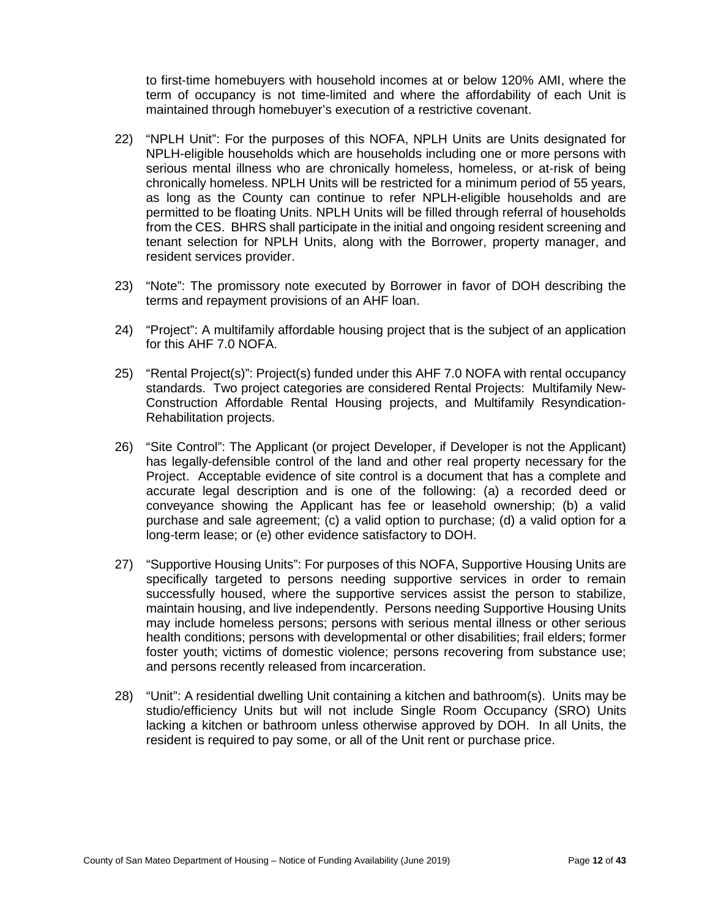to first-time homebuyers with household incomes at or below 120% AMI, where the term of occupancy is not time-limited and where the affordability of each Unit is maintained through homebuyer's execution of a restrictive covenant.

22) "NPLH Unit": For the purposes of this NOFA, NPLH Units are Units designated for NPLH-eligible households which are households including one or more persons with serious mental illness who are chronically homeless, homeless, or at-risk of being chronically homeless. NPLH Units will be restricted for a minimum period of 55 years, as long as the County can continue to refer NPLH-eligible households and are permitted to be floating Units. NPLH Units will be filled through referral of households from the CES. BHRS shall participate in the initial and ongoing resident screening and tenant selection for NPLH Units, along with the Borrower, property manager, and resident services provider.

23) "Note": The promissory note executed by Borrower in favor of DOH describing the terms and repayment provisions of an AHF loan.

24) "Project": A multifamily affordable housing project that is the subject of an application for this AHF 7.0 NOFA.

25) "Rental Project(s)": Project(s) funded under this AHF 7.0 NOFA with rental occupancy standards. Two project categories are considered Rental Projects: Multifamily New-Construction Affordable Rental Housing projects, and Multifamily Resyndication-Rehabilitation projects.

26) "Site Control": The Applicant (or project Developer, if Developer is not the Applicant) has legally-defensible control of the land and other real property necessary for the Project. Acceptable evidence of site control is a document that has a complete and accurate legal description and is one of the following: (a) a recorded deed or conveyance showing the Applicant has fee or leasehold ownership; (b) a valid purchase and sale agreement; (c) a valid option to purchase; (d) a valid option for a long-term lease; or (e) other evidence satisfactory to DOH.

27) "Supportive Housing Units": For purposes of this NOFA, Supportive Housing Units are specifically targeted to persons needing supportive services in order to remain successfully housed, where the supportive services assist the person to stabilize, maintain housing, and live independently. Persons needing Supportive Housing Units may include homeless persons; persons with serious mental illness or other serious health conditions; persons with developmental or other disabilities; frail elders; former foster youth; victims of domestic violence; persons recovering from substance use; and persons recently released from incarceration.

28) "Unit": A residential dwelling Unit containing a kitchen and bathroom(s). Units may be studio/efficiency Units but will not include Single Room Occupancy (SRO) Units lacking a kitchen or bathroom unless otherwise approved by DOH. In all Units, the resident is required to pay some, or all of the Unit rent or purchase price.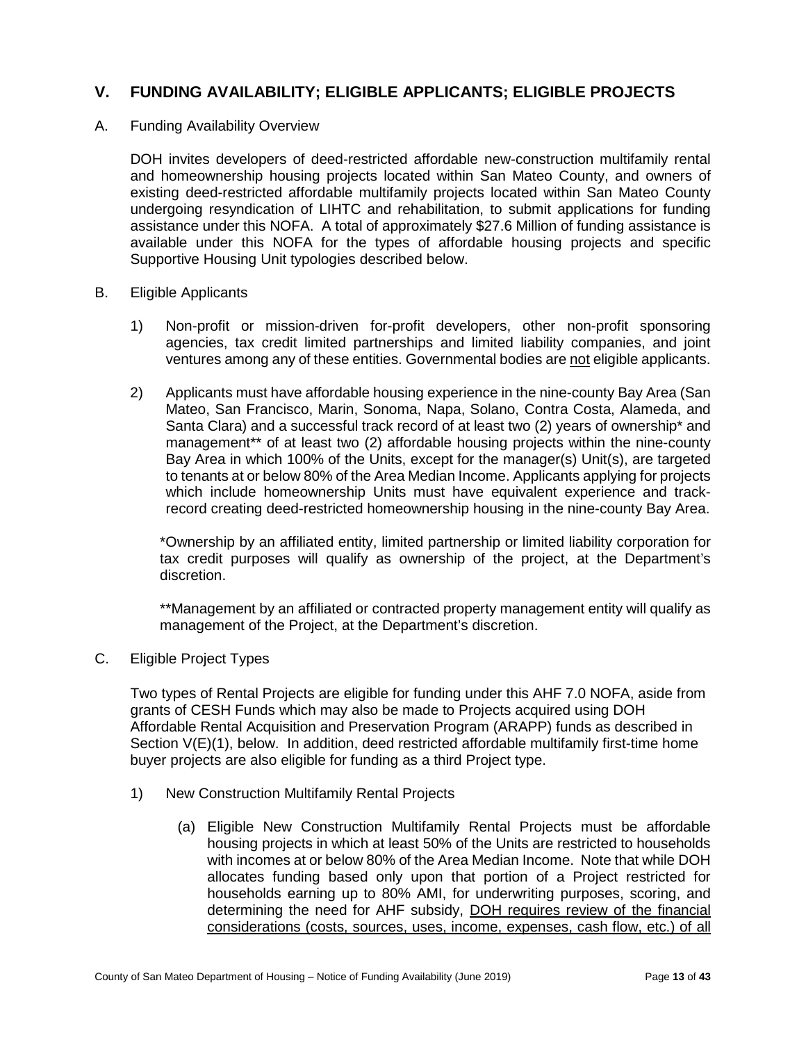## V. FUNDING AVAILABILITY; ELIGIBLE APPLICANTS; ELIGIBLE PROJECTS

A. Funding Availability Overview

DOH invites developers of deed-restricted affordable new-construction multifamily rental and homeownership housing projects located within San Mateo County, and owners of existing deed-restricted affordable multifamily projects located within San Mateo County undergoing resyndication of LIHTC and rehabilitation, to submit applications for funding assistance under this NOFA. A total of approximately $27.6 Million of funding assistance is available under this NOFA for the types of affordable housing projects and specific Supportive Housing Unit typologies described below.

B. Eligible Applicants

1) Non-profit or mission-driven for-profit developers, other non-profit sponsoring agencies, tax credit limited partnerships and limited liability companies, and joint ventures among any of these entities. Governmental bodies are <u>not</u> eligible applicants.

2) Applicants must have affordable housing experience in the nine-county Bay Area (San Mateo, San Francisco, Marin, Sonoma, Napa, Solano, Contra Costa, Alameda, and Santa Clara) and a successful track record of at least two (2) years of ownership* and management** of at least two (2) affordable housing projects within the nine-county Bay Area in which 100% of the Units, except for the manager(s) Unit(s), are targeted to tenants at or below 80% of the Area Median Income. Applicants applying for projects which include homeownership Units must have equivalent experience and track-record creating deed-restricted homeownership housing in the nine-county Bay Area.

*Ownership by an affiliated entity, limited partnership or limited liability corporation for tax credit purposes will qualify as ownership of the project, at the Department's discretion.

**Management by an affiliated or contracted property management entity will qualify as management of the Project, at the Department's discretion.

C. Eligible Project Types

Two types of Rental Projects are eligible for funding under this AHF 7.0 NOFA, aside from grants of CESH Funds which may also be made to Projects acquired using DOH Affordable Rental Acquisition and Preservation Program (ARAPP) funds as described in Section V(E)(1), below. In addition, deed restricted affordable multifamily first-time home buyer projects are also eligible for funding as a third Project type.

1) New Construction Multifamily Rental Projects

(a) Eligible New Construction Multifamily Rental Projects must be affordable housing projects in which at least 50% of the Units are restricted to households with incomes at or below 80% of the Area Median Income. Note that while DOH allocates funding based only upon that portion of a Project restricted for households earning up to 80% AMI, for underwriting purposes, scoring, and determining the need for AHF subsidy, <u>DOH requires review of the financial considerations (costs, sources, uses, income, expenses, cash flow, etc.) of all</u>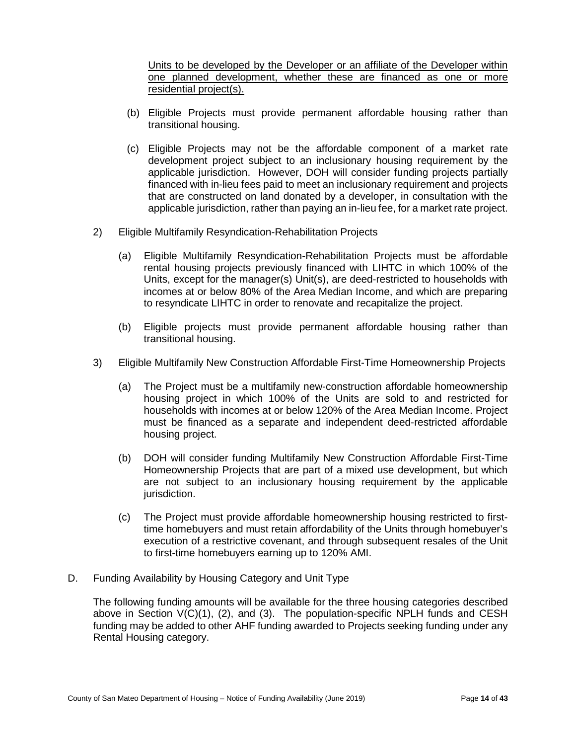<u>Units to be developed by the Developer or an affiliate of the Developer within one planned development, whether these are financed as one or more residential project(s).</u>

(b) Eligible Projects must provide permanent affordable housing rather than transitional housing.

(c) Eligible Projects may not be the affordable component of a market rate development project subject to an inclusionary housing requirement by the applicable jurisdiction. However, DOH will consider funding projects partially financed with in-lieu fees paid to meet an inclusionary requirement and projects that are constructed on land donated by a developer, in consultation with the applicable jurisdiction, rather than paying an in-lieu fee, for a market rate project.

2) Eligible Multifamily Resyndication-Rehabilitation Projects

(a) Eligible Multifamily Resyndication-Rehabilitation Projects must be affordable rental housing projects previously financed with LIHTC in which 100% of the Units, except for the manager(s) Unit(s), are deed-restricted to households with incomes at or below 80% of the Area Median Income, and which are preparing to resyndicate LIHTC in order to renovate and recapitalize the project.

(b) Eligible projects must provide permanent affordable housing rather than transitional housing.

3) Eligible Multifamily New Construction Affordable First-Time Homeownership Projects

(a) The Project must be a multifamily new-construction affordable homeownership housing project in which 100% of the Units are sold to and restricted for households with incomes at or below 120% of the Area Median Income. Project must be financed as a separate and independent deed-restricted affordable housing project.

(b) DOH will consider funding Multifamily New Construction Affordable First-Time Homeownership Projects that are part of a mixed use development, but which are not subject to an inclusionary housing requirement by the applicable jurisdiction.

(c) The Project must provide affordable homeownership housing restricted to first-time homebuyers and must retain affordability of the Units through homebuyer's execution of a restrictive covenant, and through subsequent resales of the Unit to first-time homebuyers earning up to 120% AMI.

D. Funding Availability by Housing Category and Unit Type

The following funding amounts will be available for the three housing categories described above in Section V(C)(1), (2), and (3). The population-specific NPLH funds and CESH funding may be added to other AHF funding awarded to Projects seeking funding under any Rental Housing category.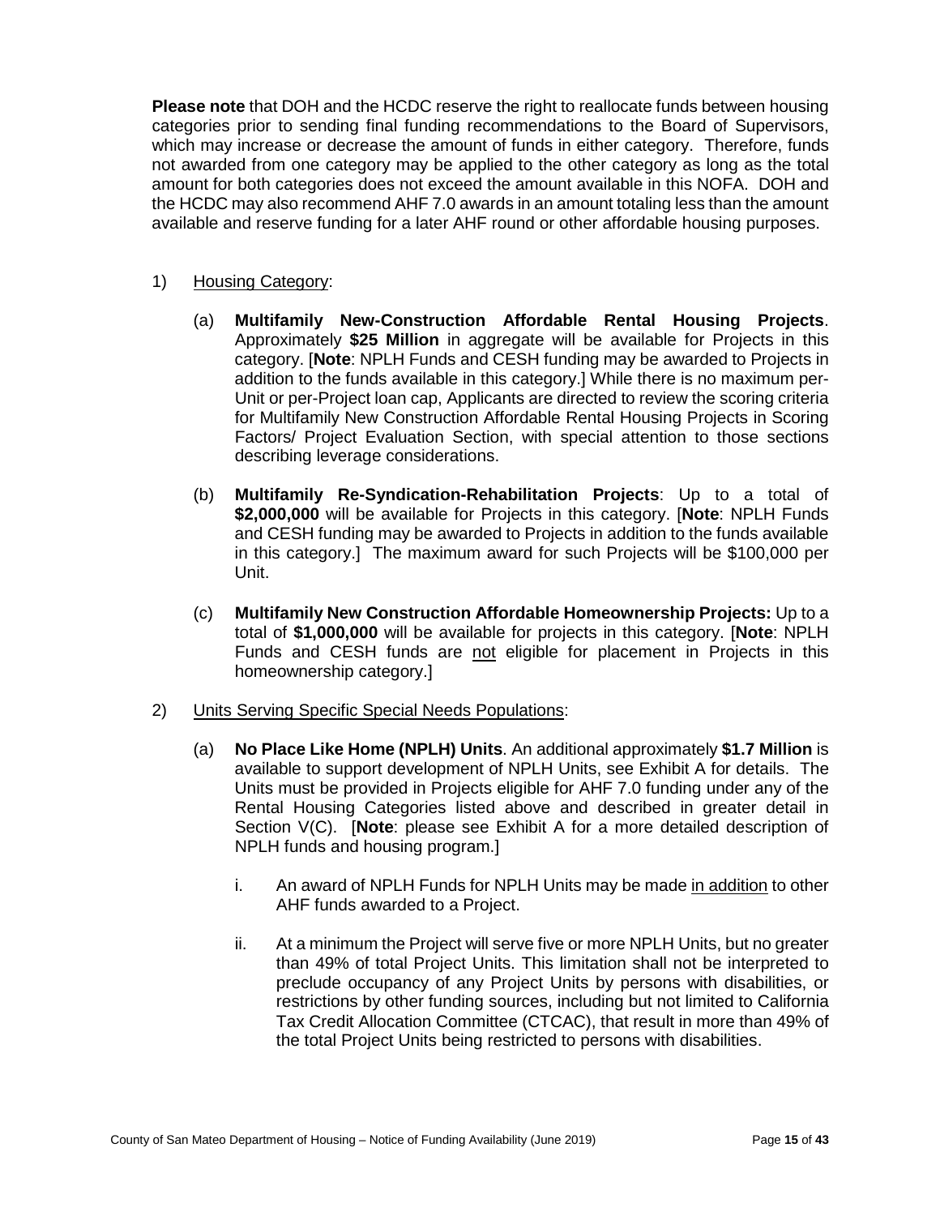**Please note** that DOH and the HCDC reserve the right to reallocate funds between housing categories prior to sending final funding recommendations to the Board of Supervisors, which may increase or decrease the amount of funds in either category. Therefore, funds not awarded from one category may be applied to the other category as long as the total amount for both categories does not exceed the amount available in this NOFA. DOH and the HCDC may also recommend AHF 7.0 awards in an amount totaling less than the amount available and reserve funding for a later AHF round or other affordable housing purposes.

1) Housing Category:

   (a) **Multifamily New-Construction Affordable Rental Housing Projects**. Approximately **$25 Million** in aggregate will be available for Projects in this category. [**Note**: NPLH Funds and CESH funding may be awarded to Projects in addition to the funds available in this category.] While there is no maximum per-Unit or per-Project loan cap, Applicants are directed to review the scoring criteria for Multifamily New Construction Affordable Rental Housing Projects in Scoring Factors/ Project Evaluation Section, with special attention to those sections describing leverage considerations.

   (b) **Multifamily Re-Syndication-Rehabilitation Projects**: Up to a total of **$2,000,000** will be available for Projects in this category. [**Note**: NPLH Funds and CESH funding may be awarded to Projects in addition to the funds available in this category.] The maximum award for such Projects will be $100,000 per Unit.

   (c) **Multifamily New Construction Affordable Homeownership Projects:** Up to a total of **$1,000,000** will be available for projects in this category. [**Note**: NPLH Funds and CESH funds are not eligible for placement in Projects in this homeownership category.]

2) Units Serving Specific Special Needs Populations:

   (a) **No Place Like Home (NPLH) Units**. An additional approximately **$1.7 Million** is available to support development of NPLH Units, see Exhibit A for details. The Units must be provided in Projects eligible for AHF 7.0 funding under any of the Rental Housing Categories listed above and described in greater detail in Section V(C). [**Note**: please see Exhibit A for a more detailed description of NPLH funds and housing program.]

      i. An award of NPLH Funds for NPLH Units may be made in addition to other AHF funds awarded to a Project.

      ii. At a minimum the Project will serve five or more NPLH Units, but no greater than 49% of total Project Units. This limitation shall not be interpreted to preclude occupancy of any Project Units by persons with disabilities, or restrictions by other funding sources, including but not limited to California Tax Credit Allocation Committee (CTCAC), that result in more than 49% of the total Project Units being restricted to persons with disabilities.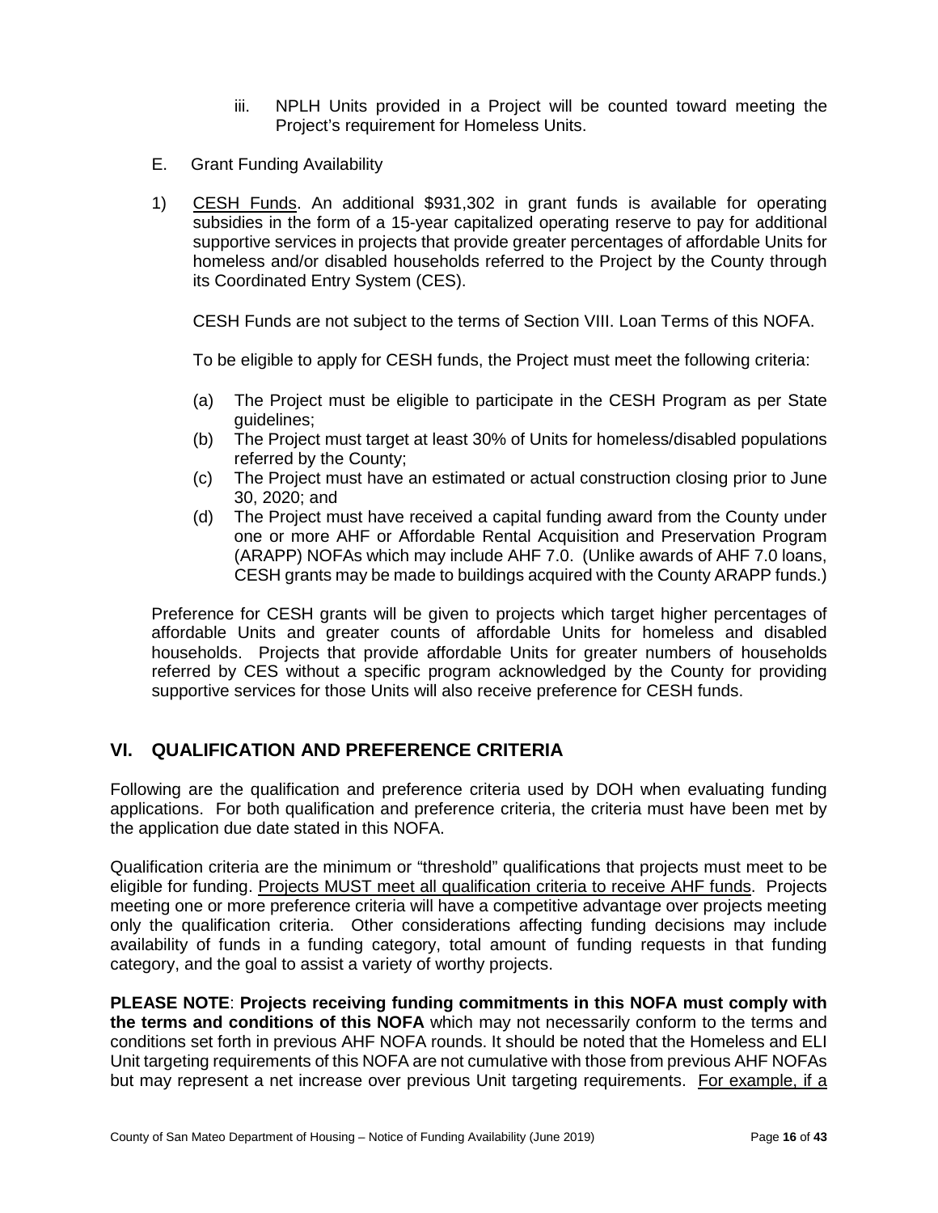iii. NPLH Units provided in a Project will be counted toward meeting the Project's requirement for Homeless Units.

E. Grant Funding Availability

1) <u>CESH Funds</u>. An additional $931,302 in grant funds is available for operating subsidies in the form of a 15-year capitalized operating reserve to pay for additional supportive services in projects that provide greater percentages of affordable Units for homeless and/or disabled households referred to the Project by the County through its Coordinated Entry System (CES).

   CESH Funds are not subject to the terms of Section VIII. Loan Terms of this NOFA.

   To be eligible to apply for CESH funds, the Project must meet the following criteria:

   (a) The Project must be eligible to participate in the CESH Program as per State guidelines;
   (b) The Project must target at least 30% of Units for homeless/disabled populations referred by the County;
   (c) The Project must have an estimated or actual construction closing prior to June 30, 2020; and
   (d) The Project must have received a capital funding award from the County under one or more AHF or Affordable Rental Acquisition and Preservation Program (ARAPP) NOFAs which may include AHF 7.0. (Unlike awards of AHF 7.0 loans, CESH grants may be made to buildings acquired with the County ARAPP funds.)

Preference for CESH grants will be given to projects which target higher percentages of affordable Units and greater counts of affordable Units for homeless and disabled households. Projects that provide affordable Units for greater numbers of households referred by CES without a specific program acknowledged by the County for providing supportive services for those Units will also receive preference for CESH funds.

## VI. QUALIFICATION AND PREFERENCE CRITERIA

Following are the qualification and preference criteria used by DOH when evaluating funding applications. For both qualification and preference criteria, the criteria must have been met by the application due date stated in this NOFA.

Qualification criteria are the minimum or "threshold" qualifications that projects must meet to be eligible for funding. <u>Projects MUST meet all qualification criteria to receive AHF funds</u>. Projects meeting one or more preference criteria will have a competitive advantage over projects meeting only the qualification criteria. Other considerations affecting funding decisions may include availability of funds in a funding category, total amount of funding requests in that funding category, and the goal to assist a variety of worthy projects.

**PLEASE NOTE**: **Projects receiving funding commitments in this NOFA must comply with the terms and conditions of this NOFA** which may not necessarily conform to the terms and conditions set forth in previous AHF NOFA rounds. It should be noted that the Homeless and ELI Unit targeting requirements of this NOFA are not cumulative with those from previous AHF NOFAs but may represent a net increase over previous Unit targeting requirements. <u>For example, if a</u>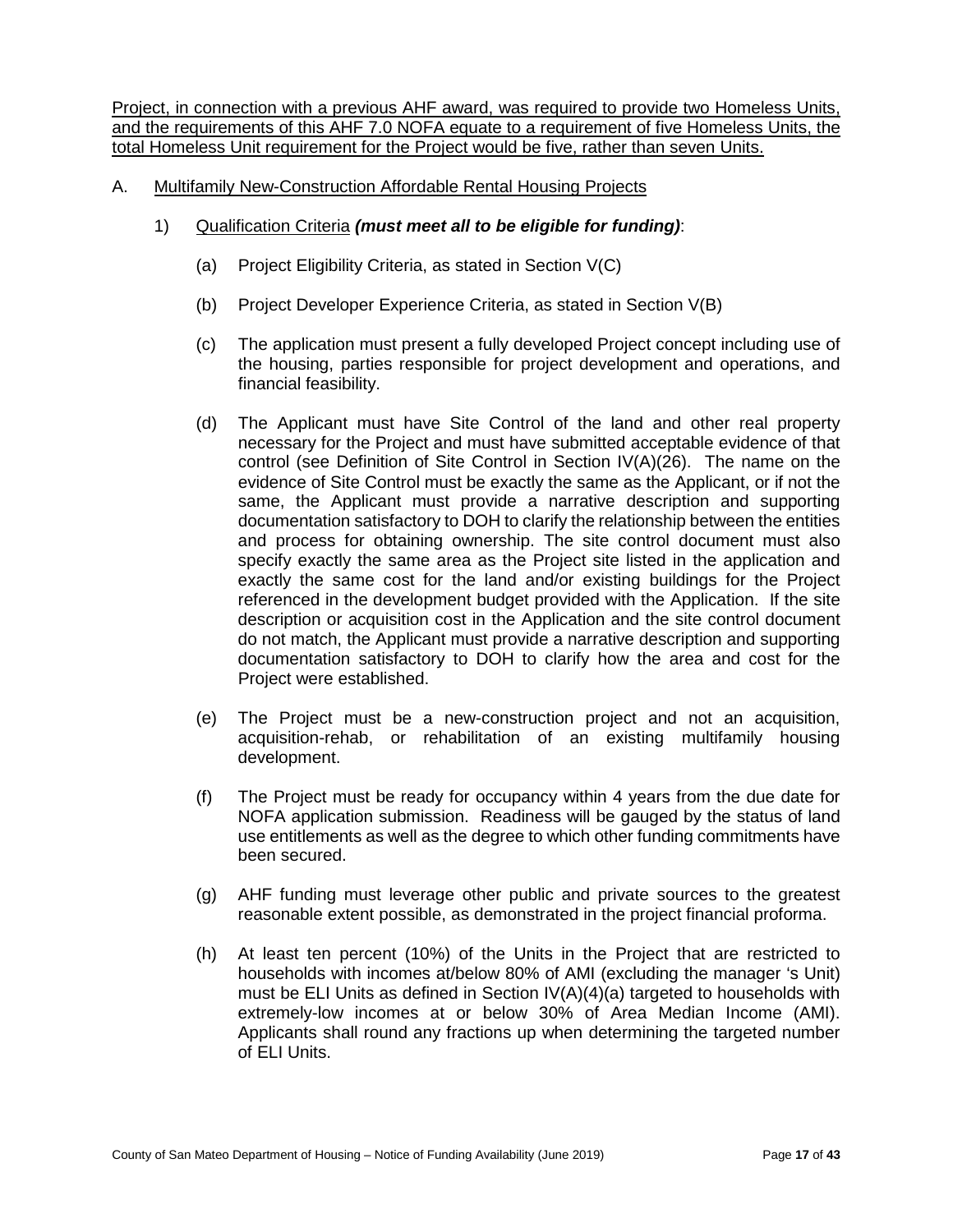<u>Project, in connection with a previous AHF award, was required to provide two Homeless Units, and the requirements of this AHF 7.0 NOFA equate to a requirement of five Homeless Units, the total Homeless Unit requirement for the Project would be five, rather than seven Units.</u>

A. <u>Multifamily New-Construction Affordable Rental Housing Projects</u>

1) <u>Qualification Criteria</u> ***(must meet all to be eligible for funding)***:

(a) Project Eligibility Criteria, as stated in Section V(C)

(b) Project Developer Experience Criteria, as stated in Section V(B)

(c) The application must present a fully developed Project concept including use of the housing, parties responsible for project development and operations, and financial feasibility.

(d) The Applicant must have Site Control of the land and other real property necessary for the Project and must have submitted acceptable evidence of that control (see Definition of Site Control in Section IV(A)(26). The name on the evidence of Site Control must be exactly the same as the Applicant, or if not the same, the Applicant must provide a narrative description and supporting documentation satisfactory to DOH to clarify the relationship between the entities and process for obtaining ownership. The site control document must also specify exactly the same area as the Project site listed in the application and exactly the same cost for the land and/or existing buildings for the Project referenced in the development budget provided with the Application. If the site description or acquisition cost in the Application and the site control document do not match, the Applicant must provide a narrative description and supporting documentation satisfactory to DOH to clarify how the area and cost for the Project were established.

(e) The Project must be a new-construction project and not an acquisition, acquisition-rehab, or rehabilitation of an existing multifamily housing development.

(f) The Project must be ready for occupancy within 4 years from the due date for NOFA application submission. Readiness will be gauged by the status of land use entitlements as well as the degree to which other funding commitments have been secured.

(g) AHF funding must leverage other public and private sources to the greatest reasonable extent possible, as demonstrated in the project financial proforma.

(h) At least ten percent (10%) of the Units in the Project that are restricted to households with incomes at/below 80% of AMI (excluding the manager 's Unit) must be ELI Units as defined in Section IV(A)(4)(a) targeted to households with extremely-low incomes at or below 30% of Area Median Income (AMI). Applicants shall round any fractions up when determining the targeted number of ELI Units.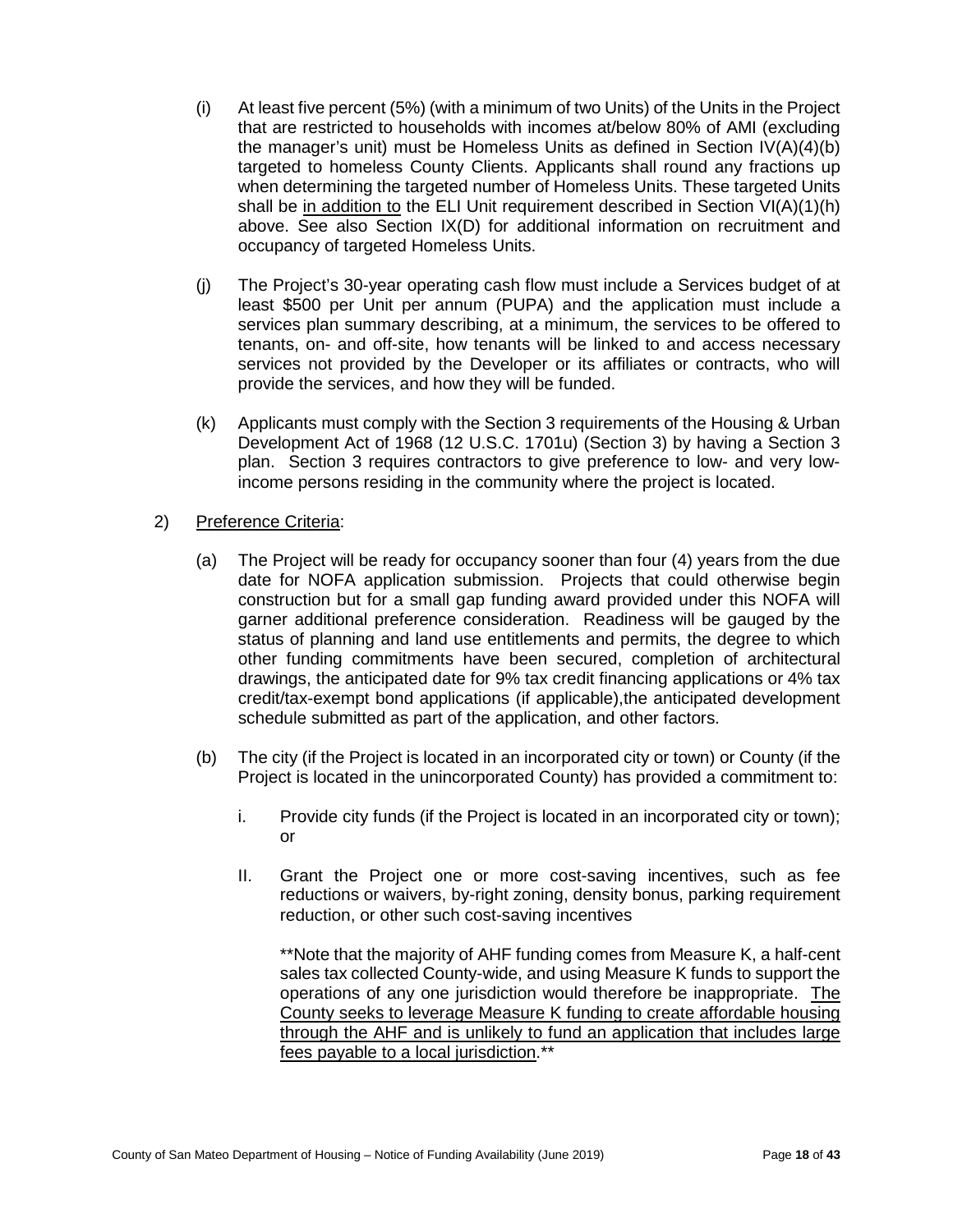(i) At least five percent (5%) (with a minimum of two Units) of the Units in the Project that are restricted to households with incomes at/below 80% of AMI (excluding the manager's unit) must be Homeless Units as defined in Section IV(A)(4)(b) targeted to homeless County Clients. Applicants shall round any fractions up when determining the targeted number of Homeless Units. These targeted Units shall be <u>in addition to</u> the ELI Unit requirement described in Section VI(A)(1)(h) above. See also Section IX(D) for additional information on recruitment and occupancy of targeted Homeless Units.

(j) The Project's 30-year operating cash flow must include a Services budget of at least $500 per Unit per annum (PUPA) and the application must include a services plan summary describing, at a minimum, the services to be offered to tenants, on- and off-site, how tenants will be linked to and access necessary services not provided by the Developer or its affiliates or contracts, who will provide the services, and how they will be funded.

(k) Applicants must comply with the Section 3 requirements of the Housing & Urban Development Act of 1968 (12 U.S.C. 1701u) (Section 3) by having a Section 3 plan. Section 3 requires contractors to give preference to low- and very low-income persons residing in the community where the project is located.

2) <u>Preference Criteria</u>:

(a) The Project will be ready for occupancy sooner than four (4) years from the due date for NOFA application submission. Projects that could otherwise begin construction but for a small gap funding award provided under this NOFA will garner additional preference consideration. Readiness will be gauged by the status of planning and land use entitlements and permits, the degree to which other funding commitments have been secured, completion of architectural drawings, the anticipated date for 9% tax credit financing applications or 4% tax credit/tax-exempt bond applications (if applicable),the anticipated development schedule submitted as part of the application, and other factors.

(b) The city (if the Project is located in an incorporated city or town) or County (if the Project is located in the unincorporated County) has provided a commitment to:

i. Provide city funds (if the Project is located in an incorporated city or town); or

II. Grant the Project one or more cost-saving incentives, such as fee reductions or waivers, by-right zoning, density bonus, parking requirement reduction, or other such cost-saving incentives

**Note that the majority of AHF funding comes from Measure K, a half-cent sales tax collected County-wide, and using Measure K funds to support the operations of any one jurisdiction would therefore be inappropriate. <u>The County seeks to leverage Measure K funding to create affordable housing through the AHF and is unlikely to fund an application that includes large fees payable to a local jurisdiction</u>.**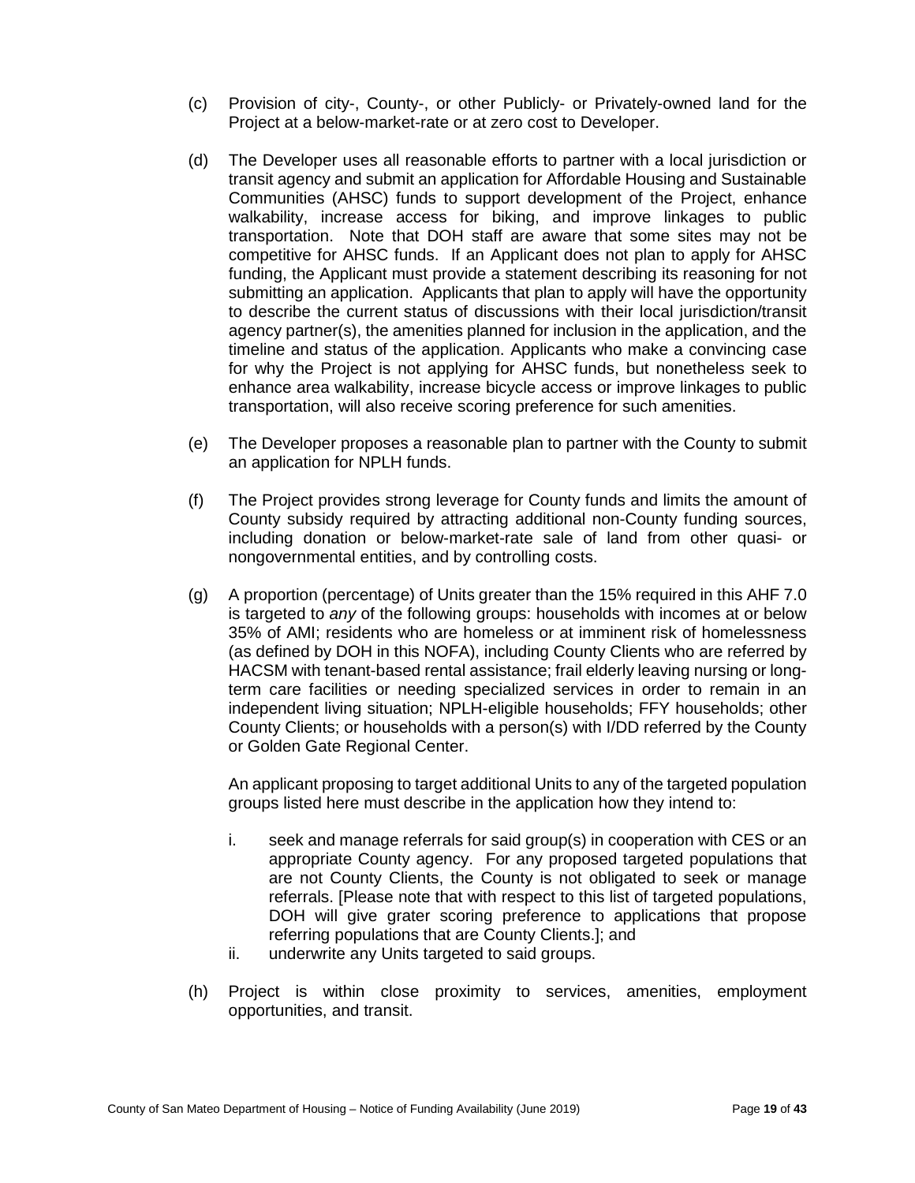(c) Provision of city-, County-, or other Publicly- or Privately-owned land for the Project at a below-market-rate or at zero cost to Developer.

(d) The Developer uses all reasonable efforts to partner with a local jurisdiction or transit agency and submit an application for Affordable Housing and Sustainable Communities (AHSC) funds to support development of the Project, enhance walkability, increase access for biking, and improve linkages to public transportation. Note that DOH staff are aware that some sites may not be competitive for AHSC funds. If an Applicant does not plan to apply for AHSC funding, the Applicant must provide a statement describing its reasoning for not submitting an application. Applicants that plan to apply will have the opportunity to describe the current status of discussions with their local jurisdiction/transit agency partner(s), the amenities planned for inclusion in the application, and the timeline and status of the application. Applicants who make a convincing case for why the Project is not applying for AHSC funds, but nonetheless seek to enhance area walkability, increase bicycle access or improve linkages to public transportation, will also receive scoring preference for such amenities.

(e) The Developer proposes a reasonable plan to partner with the County to submit an application for NPLH funds.

(f) The Project provides strong leverage for County funds and limits the amount of County subsidy required by attracting additional non-County funding sources, including donation or below-market-rate sale of land from other quasi- or nongovernmental entities, and by controlling costs.

(g) A proportion (percentage) of Units greater than the 15% required in this AHF 7.0 is targeted to *any* of the following groups: households with incomes at or below 35% of AMI; residents who are homeless or at imminent risk of homelessness (as defined by DOH in this NOFA), including County Clients who are referred by HACSM with tenant-based rental assistance; frail elderly leaving nursing or long-term care facilities or needing specialized services in order to remain in an independent living situation; NPLH-eligible households; FFY households; other County Clients; or households with a person(s) with I/DD referred by the County or Golden Gate Regional Center.

   An applicant proposing to target additional Units to any of the targeted population groups listed here must describe in the application how they intend to:

   i. seek and manage referrals for said group(s) in cooperation with CES or an appropriate County agency. For any proposed targeted populations that are not County Clients, the County is not obligated to seek or manage referrals. [Please note that with respect to this list of targeted populations, DOH will give grater scoring preference to applications that propose referring populations that are County Clients.]; and
   ii. underwrite any Units targeted to said groups.

(h) Project is within close proximity to services, amenities, employment opportunities, and transit.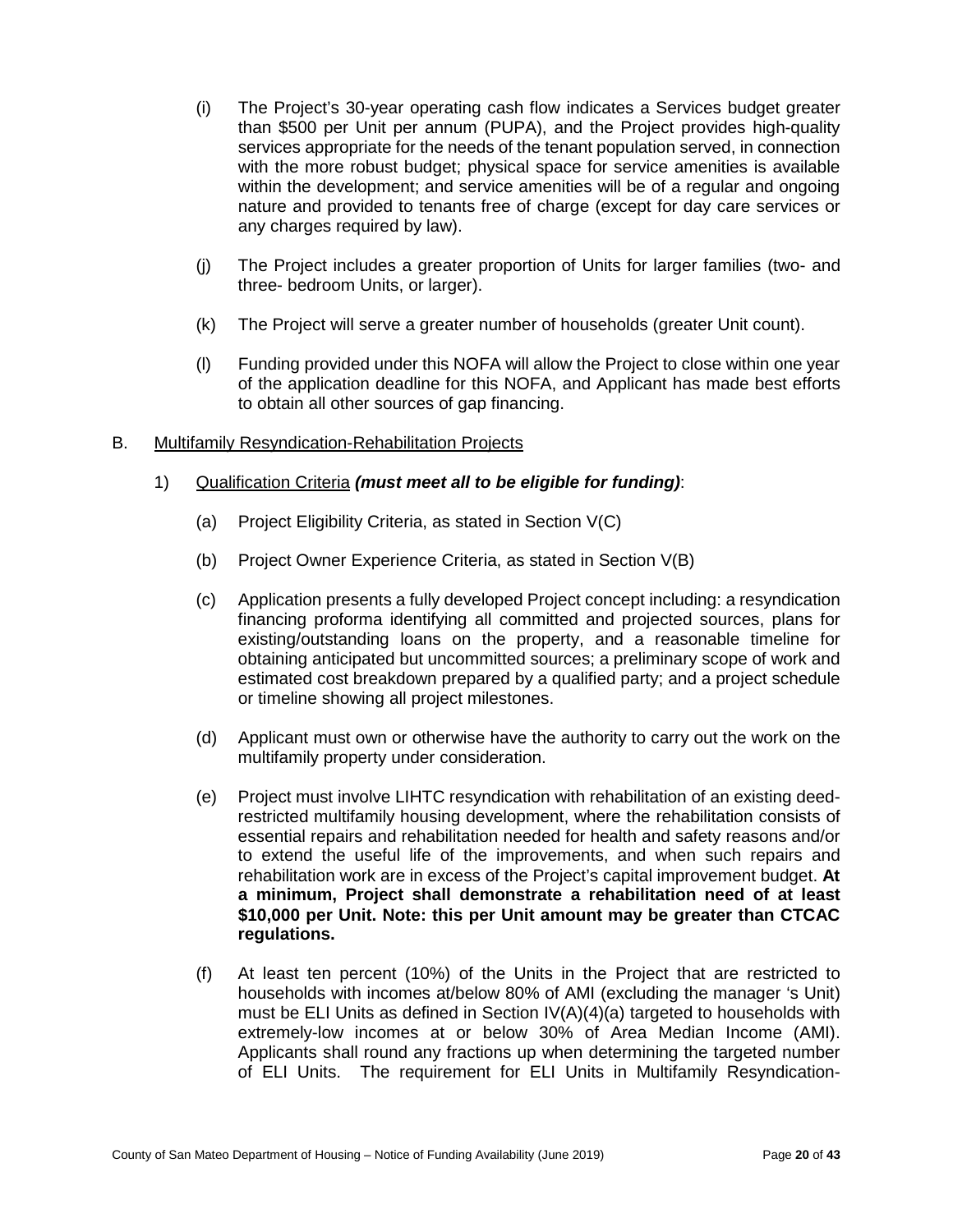(i) The Project's 30-year operating cash flow indicates a Services budget greater than $500 per Unit per annum (PUPA), and the Project provides high-quality services appropriate for the needs of the tenant population served, in connection with the more robust budget; physical space for service amenities is available within the development; and service amenities will be of a regular and ongoing nature and provided to tenants free of charge (except for day care services or any charges required by law).

(j) The Project includes a greater proportion of Units for larger families (two- and three- bedroom Units, or larger).

(k) The Project will serve a greater number of households (greater Unit count).

(l) Funding provided under this NOFA will allow the Project to close within one year of the application deadline for this NOFA, and Applicant has made best efforts to obtain all other sources of gap financing.

B. Multifamily Resyndication-Rehabilitation Projects

1) Qualification Criteria ***(must meet all to be eligible for funding)***:

(a) Project Eligibility Criteria, as stated in Section V(C)

(b) Project Owner Experience Criteria, as stated in Section V(B)

(c) Application presents a fully developed Project concept including: a resyndication financing proforma identifying all committed and projected sources, plans for existing/outstanding loans on the property, and a reasonable timeline for obtaining anticipated but uncommitted sources; a preliminary scope of work and estimated cost breakdown prepared by a qualified party; and a project schedule or timeline showing all project milestones.

(d) Applicant must own or otherwise have the authority to carry out the work on the multifamily property under consideration.

(e) Project must involve LIHTC resyndication with rehabilitation of an existing deed-restricted multifamily housing development, where the rehabilitation consists of essential repairs and rehabilitation needed for health and safety reasons and/or to extend the useful life of the improvements, and when such repairs and rehabilitation work are in excess of the Project's capital improvement budget. **At a minimum, Project shall demonstrate a rehabilitation need of at least $10,000 per Unit. Note: this per Unit amount may be greater than CTCAC regulations.**

(f) At least ten percent (10%) of the Units in the Project that are restricted to households with incomes at/below 80% of AMI (excluding the manager 's Unit) must be ELI Units as defined in Section IV(A)(4)(a) targeted to households with extremely-low incomes at or below 30% of Area Median Income (AMI). Applicants shall round any fractions up when determining the targeted number of ELI Units. The requirement for ELI Units in Multifamily Resyndication-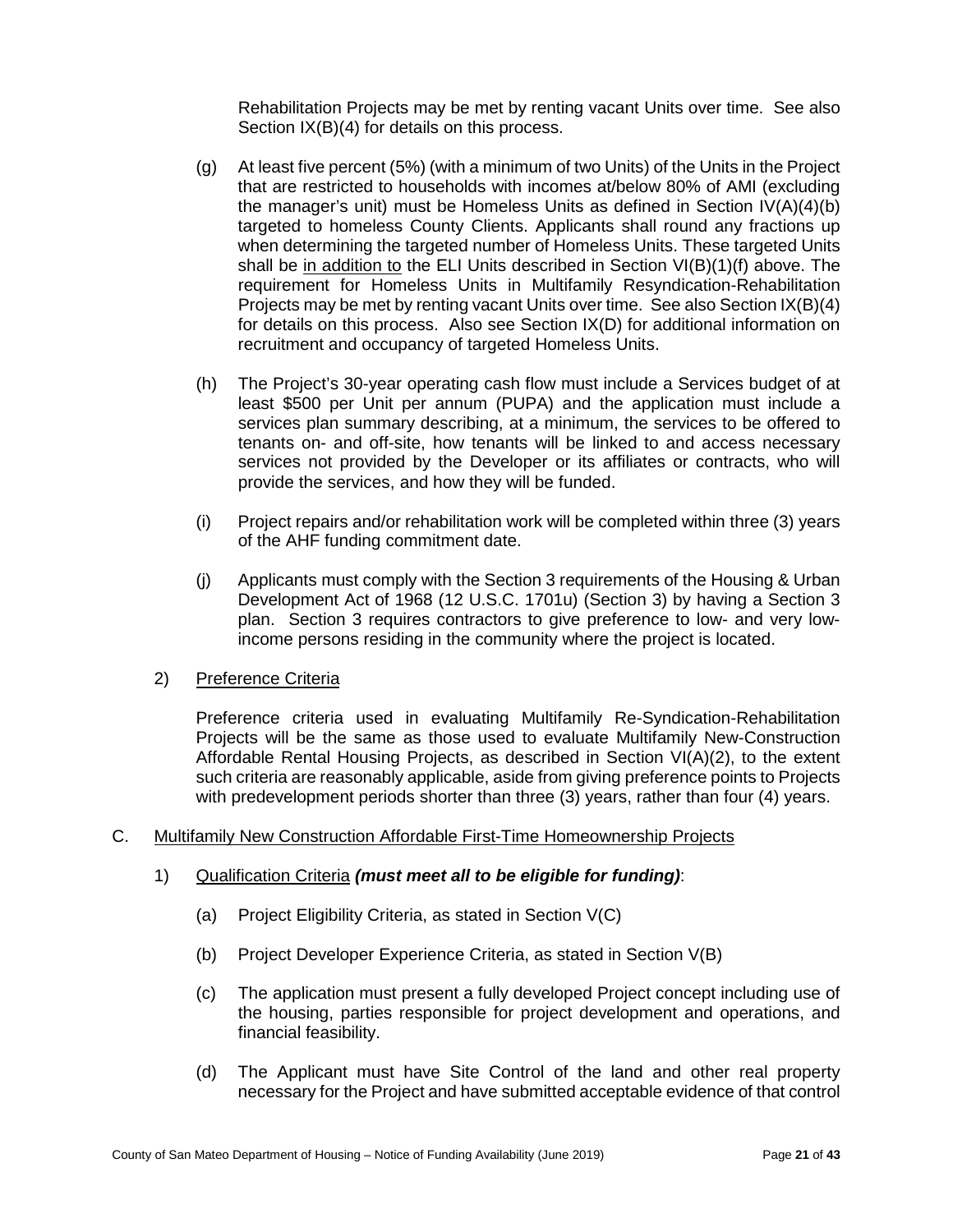Rehabilitation Projects may be met by renting vacant Units over time. See also Section IX(B)(4) for details on this process.

(g) At least five percent (5%) (with a minimum of two Units) of the Units in the Project that are restricted to households with incomes at/below 80% of AMI (excluding the manager's unit) must be Homeless Units as defined in Section IV(A)(4)(b) targeted to homeless County Clients. Applicants shall round any fractions up when determining the targeted number of Homeless Units. These targeted Units shall be in addition to the ELI Units described in Section VI(B)(1)(f) above. The requirement for Homeless Units in Multifamily Resyndication-Rehabilitation Projects may be met by renting vacant Units over time. See also Section IX(B)(4) for details on this process. Also see Section IX(D) for additional information on recruitment and occupancy of targeted Homeless Units.

(h) The Project's 30-year operating cash flow must include a Services budget of at least $500 per Unit per annum (PUPA) and the application must include a services plan summary describing, at a minimum, the services to be offered to tenants on- and off-site, how tenants will be linked to and access necessary services not provided by the Developer or its affiliates or contracts, who will provide the services, and how they will be funded.

(i) Project repairs and/or rehabilitation work will be completed within three (3) years of the AHF funding commitment date.

(j) Applicants must comply with the Section 3 requirements of the Housing & Urban Development Act of 1968 (12 U.S.C. 1701u) (Section 3) by having a Section 3 plan. Section 3 requires contractors to give preference to low- and very low-income persons residing in the community where the project is located.

2) Preference Criteria

Preference criteria used in evaluating Multifamily Re-Syndication-Rehabilitation Projects will be the same as those used to evaluate Multifamily New-Construction Affordable Rental Housing Projects, as described in Section VI(A)(2), to the extent such criteria are reasonably applicable, aside from giving preference points to Projects with predevelopment periods shorter than three (3) years, rather than four (4) years.

C. Multifamily New Construction Affordable First-Time Homeownership Projects

1) Qualification Criteria ***(must meet all to be eligible for funding)***:

(a) Project Eligibility Criteria, as stated in Section V(C)

(b) Project Developer Experience Criteria, as stated in Section V(B)

(c) The application must present a fully developed Project concept including use of the housing, parties responsible for project development and operations, and financial feasibility.

(d) The Applicant must have Site Control of the land and other real property necessary for the Project and have submitted acceptable evidence of that control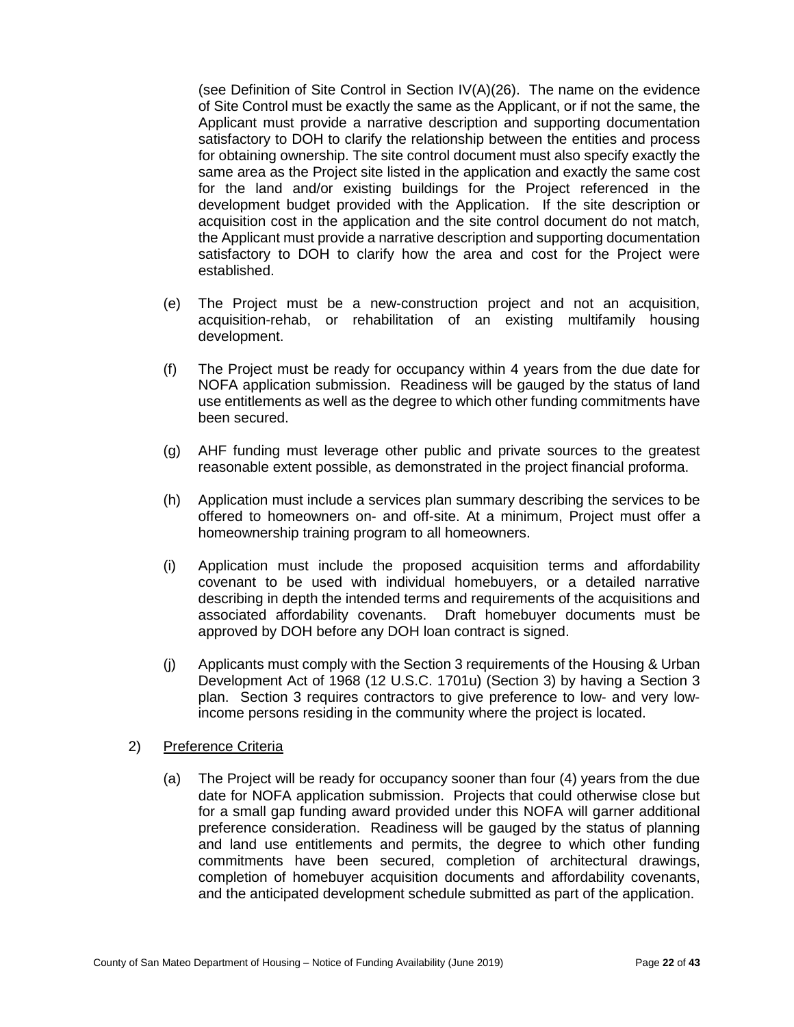(see Definition of Site Control in Section IV(A)(26). The name on the evidence of Site Control must be exactly the same as the Applicant, or if not the same, the Applicant must provide a narrative description and supporting documentation satisfactory to DOH to clarify the relationship between the entities and process for obtaining ownership. The site control document must also specify exactly the same area as the Project site listed in the application and exactly the same cost for the land and/or existing buildings for the Project referenced in the development budget provided with the Application. If the site description or acquisition cost in the application and the site control document do not match, the Applicant must provide a narrative description and supporting documentation satisfactory to DOH to clarify how the area and cost for the Project were established.

(e) The Project must be a new-construction project and not an acquisition, acquisition-rehab, or rehabilitation of an existing multifamily housing development.

(f) The Project must be ready for occupancy within 4 years from the due date for NOFA application submission. Readiness will be gauged by the status of land use entitlements as well as the degree to which other funding commitments have been secured.

(g) AHF funding must leverage other public and private sources to the greatest reasonable extent possible, as demonstrated in the project financial proforma.

(h) Application must include a services plan summary describing the services to be offered to homeowners on- and off-site. At a minimum, Project must offer a homeownership training program to all homeowners.

(i) Application must include the proposed acquisition terms and affordability covenant to be used with individual homebuyers, or a detailed narrative describing in depth the intended terms and requirements of the acquisitions and associated affordability covenants. Draft homebuyer documents must be approved by DOH before any DOH loan contract is signed.

(j) Applicants must comply with the Section 3 requirements of the Housing & Urban Development Act of 1968 (12 U.S.C. 1701u) (Section 3) by having a Section 3 plan. Section 3 requires contractors to give preference to low- and very low-income persons residing in the community where the project is located.

2) <u>Preference Criteria</u>

(a) The Project will be ready for occupancy sooner than four (4) years from the due date for NOFA application submission. Projects that could otherwise close but for a small gap funding award provided under this NOFA will garner additional preference consideration. Readiness will be gauged by the status of planning and land use entitlements and permits, the degree to which other funding commitments have been secured, completion of architectural drawings, completion of homebuyer acquisition documents and affordability covenants, and the anticipated development schedule submitted as part of the application.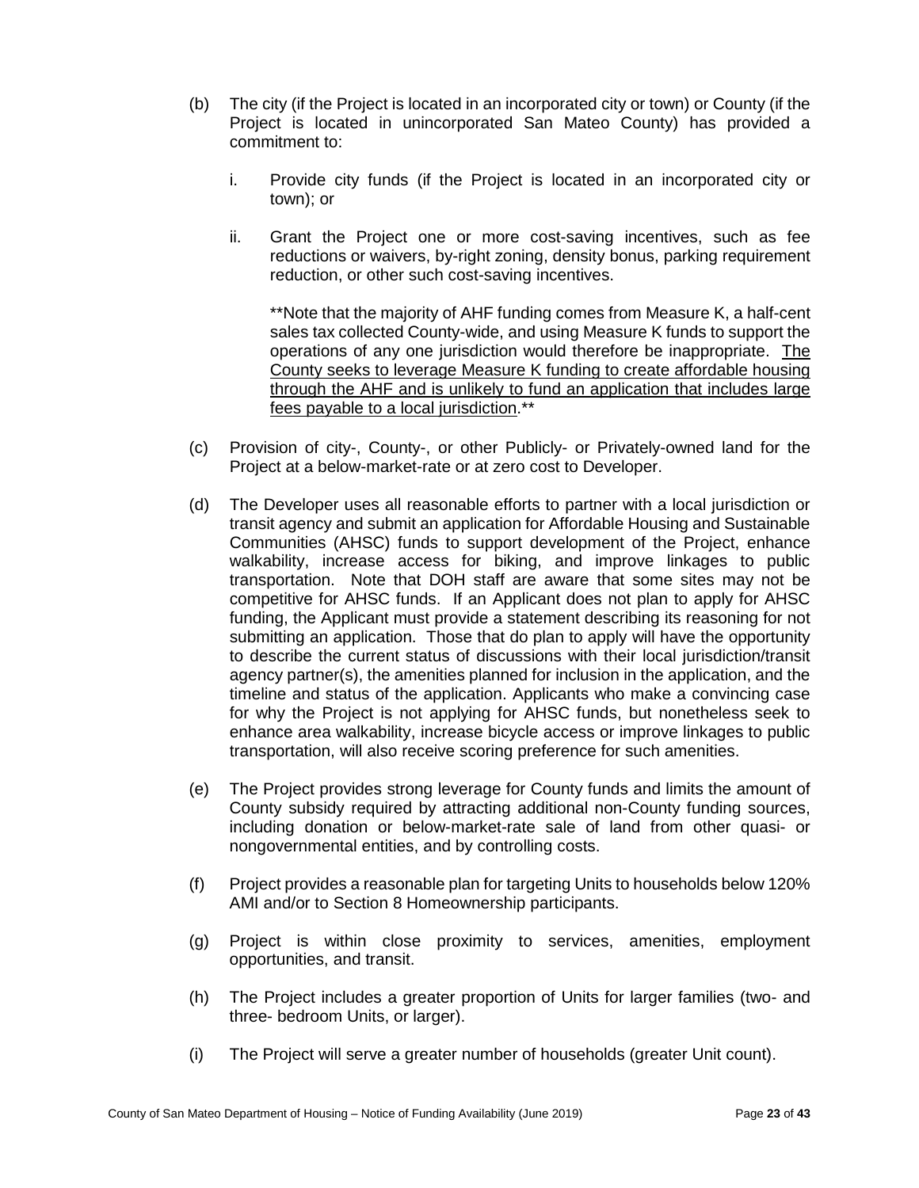(b) The city (if the Project is located in an incorporated city or town) or County (if the Project is located in unincorporated San Mateo County) has provided a commitment to:

   i. Provide city funds (if the Project is located in an incorporated city or town); or

   ii. Grant the Project one or more cost-saving incentives, such as fee reductions or waivers, by-right zoning, density bonus, parking requirement reduction, or other such cost-saving incentives.

   **Note that the majority of AHF funding comes from Measure K, a half-cent sales tax collected County-wide, and using Measure K funds to support the operations of any one jurisdiction would therefore be inappropriate. <u>The County seeks to leverage Measure K funding to create affordable housing through the AHF and is unlikely to fund an application that includes large fees payable to a local jurisdiction</u>.**

(c) Provision of city-, County-, or other Publicly- or Privately-owned land for the Project at a below-market-rate or at zero cost to Developer.

(d) The Developer uses all reasonable efforts to partner with a local jurisdiction or transit agency and submit an application for Affordable Housing and Sustainable Communities (AHSC) funds to support development of the Project, enhance walkability, increase access for biking, and improve linkages to public transportation. Note that DOH staff are aware that some sites may not be competitive for AHSC funds. If an Applicant does not plan to apply for AHSC funding, the Applicant must provide a statement describing its reasoning for not submitting an application. Those that do plan to apply will have the opportunity to describe the current status of discussions with their local jurisdiction/transit agency partner(s), the amenities planned for inclusion in the application, and the timeline and status of the application. Applicants who make a convincing case for why the Project is not applying for AHSC funds, but nonetheless seek to enhance area walkability, increase bicycle access or improve linkages to public transportation, will also receive scoring preference for such amenities.

(e) The Project provides strong leverage for County funds and limits the amount of County subsidy required by attracting additional non-County funding sources, including donation or below-market-rate sale of land from other quasi- or nongovernmental entities, and by controlling costs.

(f) Project provides a reasonable plan for targeting Units to households below 120% AMI and/or to Section 8 Homeownership participants.

(g) Project is within close proximity to services, amenities, employment opportunities, and transit.

(h) The Project includes a greater proportion of Units for larger families (two- and three- bedroom Units, or larger).

(i) The Project will serve a greater number of households (greater Unit count).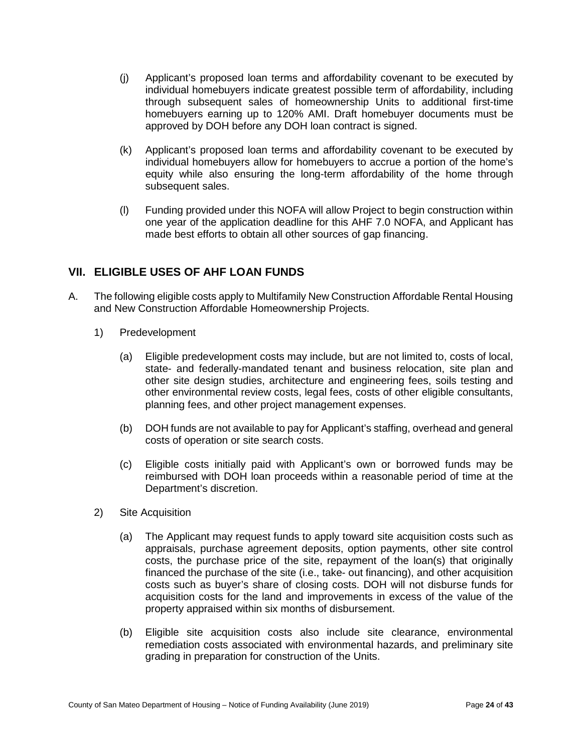(j) Applicant's proposed loan terms and affordability covenant to be executed by individual homebuyers indicate greatest possible term of affordability, including through subsequent sales of homeownership Units to additional first-time homebuyers earning up to 120% AMI. Draft homebuyer documents must be approved by DOH before any DOH loan contract is signed.

(k) Applicant's proposed loan terms and affordability covenant to be executed by individual homebuyers allow for homebuyers to accrue a portion of the home's equity while also ensuring the long-term affordability of the home through subsequent sales.

(l) Funding provided under this NOFA will allow Project to begin construction within one year of the application deadline for this AHF 7.0 NOFA, and Applicant has made best efforts to obtain all other sources of gap financing.

## VII. ELIGIBLE USES OF AHF LOAN FUNDS

A. The following eligible costs apply to Multifamily New Construction Affordable Rental Housing and New Construction Affordable Homeownership Projects.

1) Predevelopment

(a) Eligible predevelopment costs may include, but are not limited to, costs of local, state- and federally-mandated tenant and business relocation, site plan and other site design studies, architecture and engineering fees, soils testing and other environmental review costs, legal fees, costs of other eligible consultants, planning fees, and other project management expenses.

(b) DOH funds are not available to pay for Applicant's staffing, overhead and general costs of operation or site search costs.

(c) Eligible costs initially paid with Applicant's own or borrowed funds may be reimbursed with DOH loan proceeds within a reasonable period of time at the Department's discretion.

2) Site Acquisition

(a) The Applicant may request funds to apply toward site acquisition costs such as appraisals, purchase agreement deposits, option payments, other site control costs, the purchase price of the site, repayment of the loan(s) that originally financed the purchase of the site (i.e., take- out financing), and other acquisition costs such as buyer's share of closing costs. DOH will not disburse funds for acquisition costs for the land and improvements in excess of the value of the property appraised within six months of disbursement.

(b) Eligible site acquisition costs also include site clearance, environmental remediation costs associated with environmental hazards, and preliminary site grading in preparation for construction of the Units.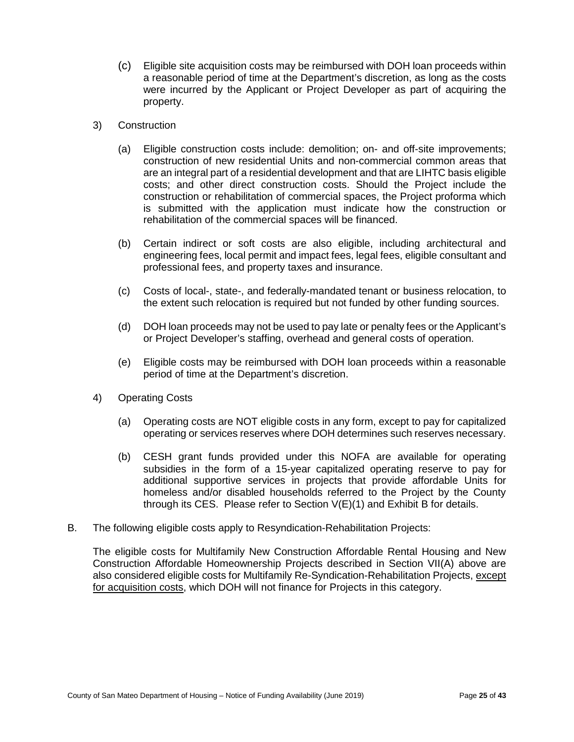(c) Eligible site acquisition costs may be reimbursed with DOH loan proceeds within a reasonable period of time at the Department's discretion, as long as the costs were incurred by the Applicant or Project Developer as part of acquiring the property.

3) Construction

(a) Eligible construction costs include: demolition; on- and off-site improvements; construction of new residential Units and non-commercial common areas that are an integral part of a residential development and that are LIHTC basis eligible costs; and other direct construction costs. Should the Project include the construction or rehabilitation of commercial spaces, the Project proforma which is submitted with the application must indicate how the construction or rehabilitation of the commercial spaces will be financed.

(b) Certain indirect or soft costs are also eligible, including architectural and engineering fees, local permit and impact fees, legal fees, eligible consultant and professional fees, and property taxes and insurance.

(c) Costs of local-, state-, and federally-mandated tenant or business relocation, to the extent such relocation is required but not funded by other funding sources.

(d) DOH loan proceeds may not be used to pay late or penalty fees or the Applicant's or Project Developer's staffing, overhead and general costs of operation.

(e) Eligible costs may be reimbursed with DOH loan proceeds within a reasonable period of time at the Department's discretion.

4) Operating Costs

(a) Operating costs are NOT eligible costs in any form, except to pay for capitalized operating or services reserves where DOH determines such reserves necessary.

(b) CESH grant funds provided under this NOFA are available for operating subsidies in the form of a 15-year capitalized operating reserve to pay for additional supportive services in projects that provide affordable Units for homeless and/or disabled households referred to the Project by the County through its CES. Please refer to Section V(E)(1) and Exhibit B for details.

B. The following eligible costs apply to Resyndication-Rehabilitation Projects:

The eligible costs for Multifamily New Construction Affordable Rental Housing and New Construction Affordable Homeownership Projects described in Section VII(A) above are also considered eligible costs for Multifamily Re-Syndication-Rehabilitation Projects, <u>except for acquisition costs</u>, which DOH will not finance for Projects in this category.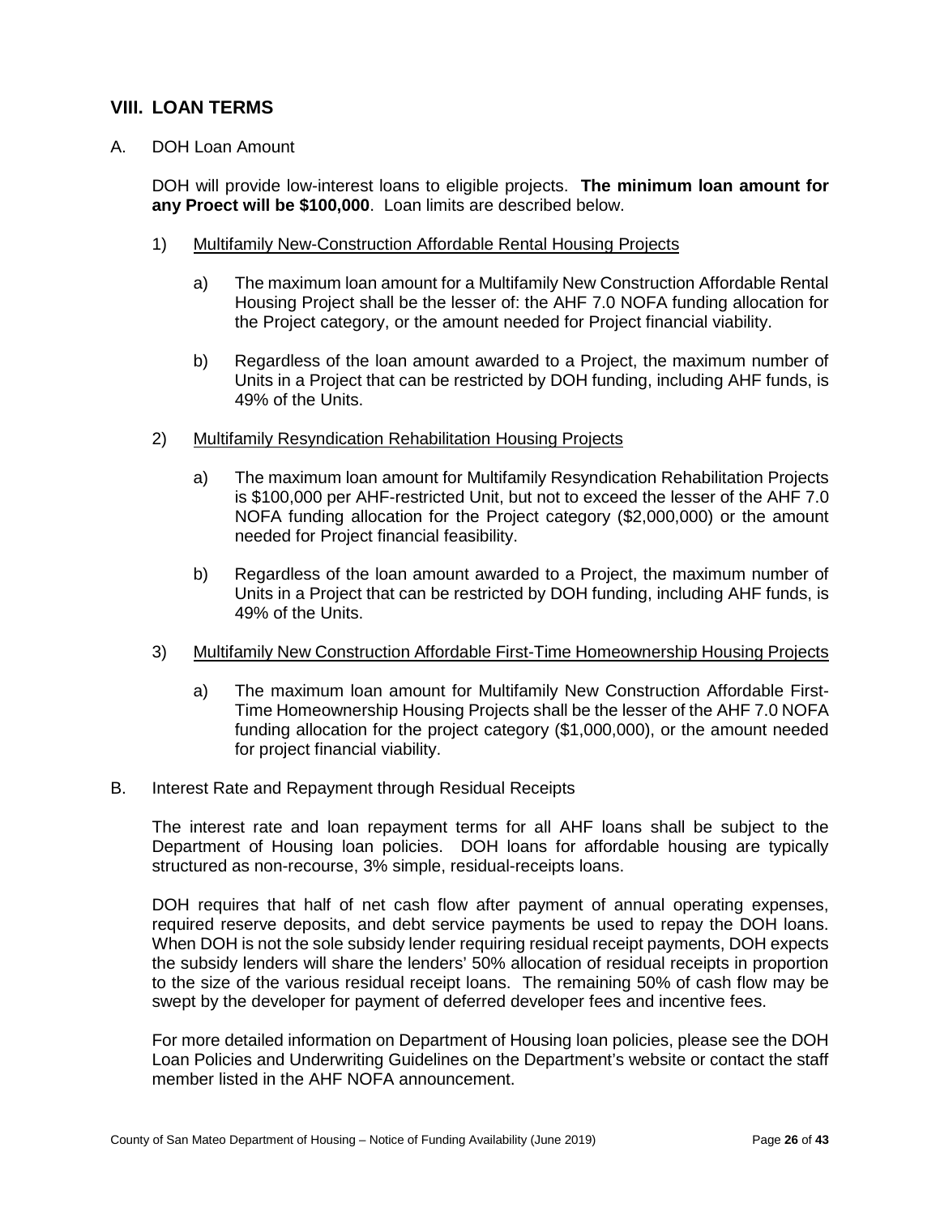## VIII. LOAN TERMS

A. DOH Loan Amount

DOH will provide low-interest loans to eligible projects. **The minimum loan amount for any Proect will be $100,000**. Loan limits are described below.

1) <u>Multifamily New-Construction Affordable Rental Housing Projects</u>

   a) The maximum loan amount for a Multifamily New Construction Affordable Rental Housing Project shall be the lesser of: the AHF 7.0 NOFA funding allocation for the Project category, or the amount needed for Project financial viability.

   b) Regardless of the loan amount awarded to a Project, the maximum number of Units in a Project that can be restricted by DOH funding, including AHF funds, is 49% of the Units.

2) <u>Multifamily Resyndication Rehabilitation Housing Projects</u>

   a) The maximum loan amount for Multifamily Resyndication Rehabilitation Projects is $100,000 per AHF-restricted Unit, but not to exceed the lesser of the AHF 7.0 NOFA funding allocation for the Project category ($2,000,000) or the amount needed for Project financial feasibility.

   b) Regardless of the loan amount awarded to a Project, the maximum number of Units in a Project that can be restricted by DOH funding, including AHF funds, is 49% of the Units.

3) <u>Multifamily New Construction Affordable First-Time Homeownership Housing Projects</u>

   a) The maximum loan amount for Multifamily New Construction Affordable First-Time Homeownership Housing Projects shall be the lesser of the AHF 7.0 NOFA funding allocation for the project category ($1,000,000), or the amount needed for project financial viability.

B. Interest Rate and Repayment through Residual Receipts

The interest rate and loan repayment terms for all AHF loans shall be subject to the Department of Housing loan policies. DOH loans for affordable housing are typically structured as non-recourse, 3% simple, residual-receipts loans.

DOH requires that half of net cash flow after payment of annual operating expenses, required reserve deposits, and debt service payments be used to repay the DOH loans. When DOH is not the sole subsidy lender requiring residual receipt payments, DOH expects the subsidy lenders will share the lenders' 50% allocation of residual receipts in proportion to the size of the various residual receipt loans. The remaining 50% of cash flow may be swept by the developer for payment of deferred developer fees and incentive fees.

For more detailed information on Department of Housing loan policies, please see the DOH Loan Policies and Underwriting Guidelines on the Department's website or contact the staff member listed in the AHF NOFA announcement.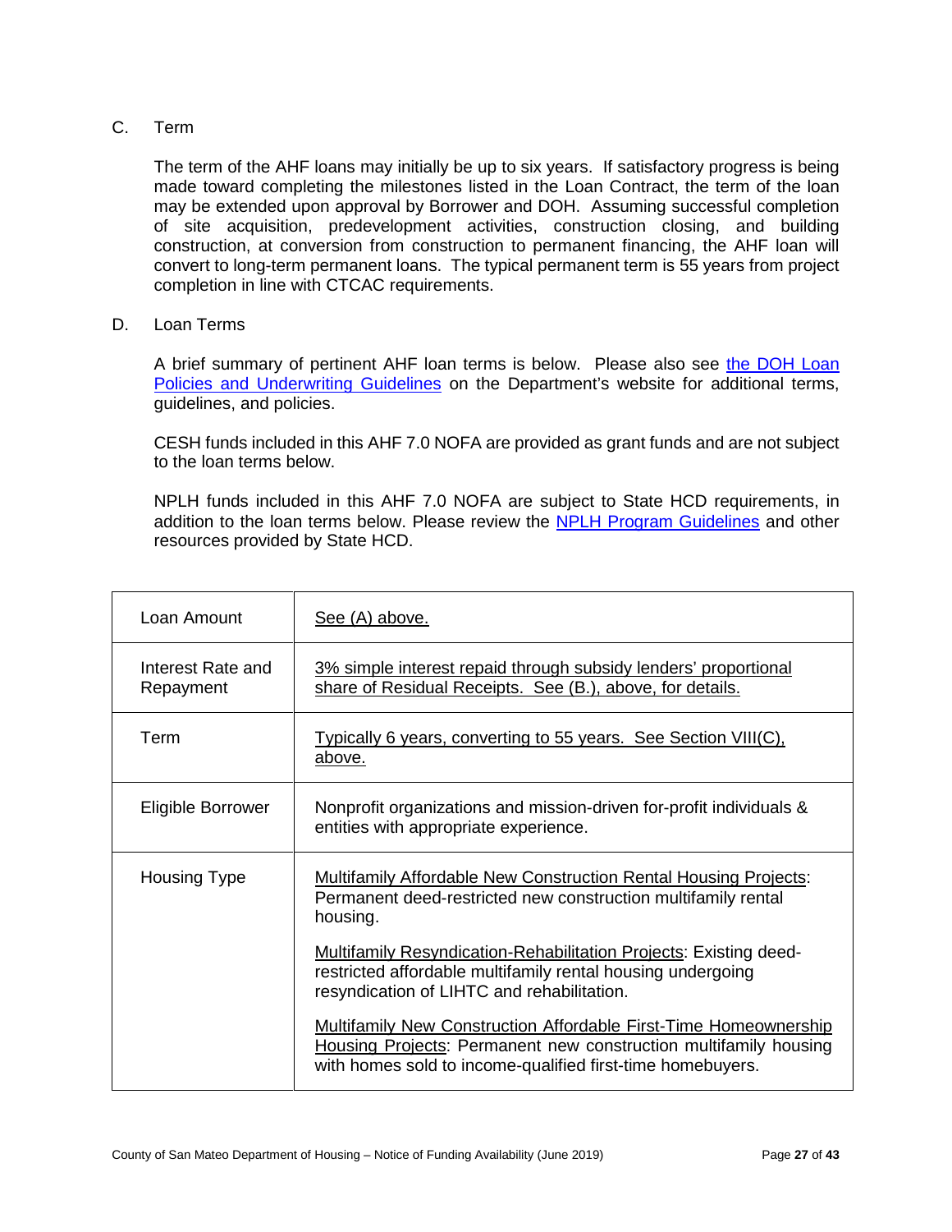C. Term

The term of the AHF loans may initially be up to six years. If satisfactory progress is being made toward completing the milestones listed in the Loan Contract, the term of the loan may be extended upon approval by Borrower and DOH. Assuming successful completion of site acquisition, predevelopment activities, construction closing, and building construction, at conversion from construction to permanent financing, the AHF loan will convert to long-term permanent loans. The typical permanent term is 55 years from project completion in line with CTCAC requirements.

D. Loan Terms

A brief summary of pertinent AHF loan terms is below. Please also see the DOH Loan Policies and Underwriting Guidelines on the Department's website for additional terms, guidelines, and policies.

CESH funds included in this AHF 7.0 NOFA are provided as grant funds and are not subject to the loan terms below.

NPLH funds included in this AHF 7.0 NOFA are subject to State HCD requirements, in addition to the loan terms below. Please review the NPLH Program Guidelines and other resources provided by State HCD.

| | |
|---|---|
| Loan Amount | See (A) above. |
| Interest Rate and Repayment | 3% simple interest repaid through subsidy lenders' proportional share of Residual Receipts. See (B.), above, for details. |
| Term | Typically 6 years, converting to 55 years. See Section VIII(C), above. |
| Eligible Borrower | Nonprofit organizations and mission-driven for-profit individuals & entities with appropriate experience. |
| Housing Type | Multifamily Affordable New Construction Rental Housing Projects: Permanent deed-restricted new construction multifamily rental housing.<br><br>Multifamily Resyndication-Rehabilitation Projects: Existing deed-restricted affordable multifamily rental housing undergoing resyndication of LIHTC and rehabilitation.<br><br>Multifamily New Construction Affordable First-Time Homeownership Housing Projects: Permanent new construction multifamily housing with homes sold to income-qualified first-time homebuyers. |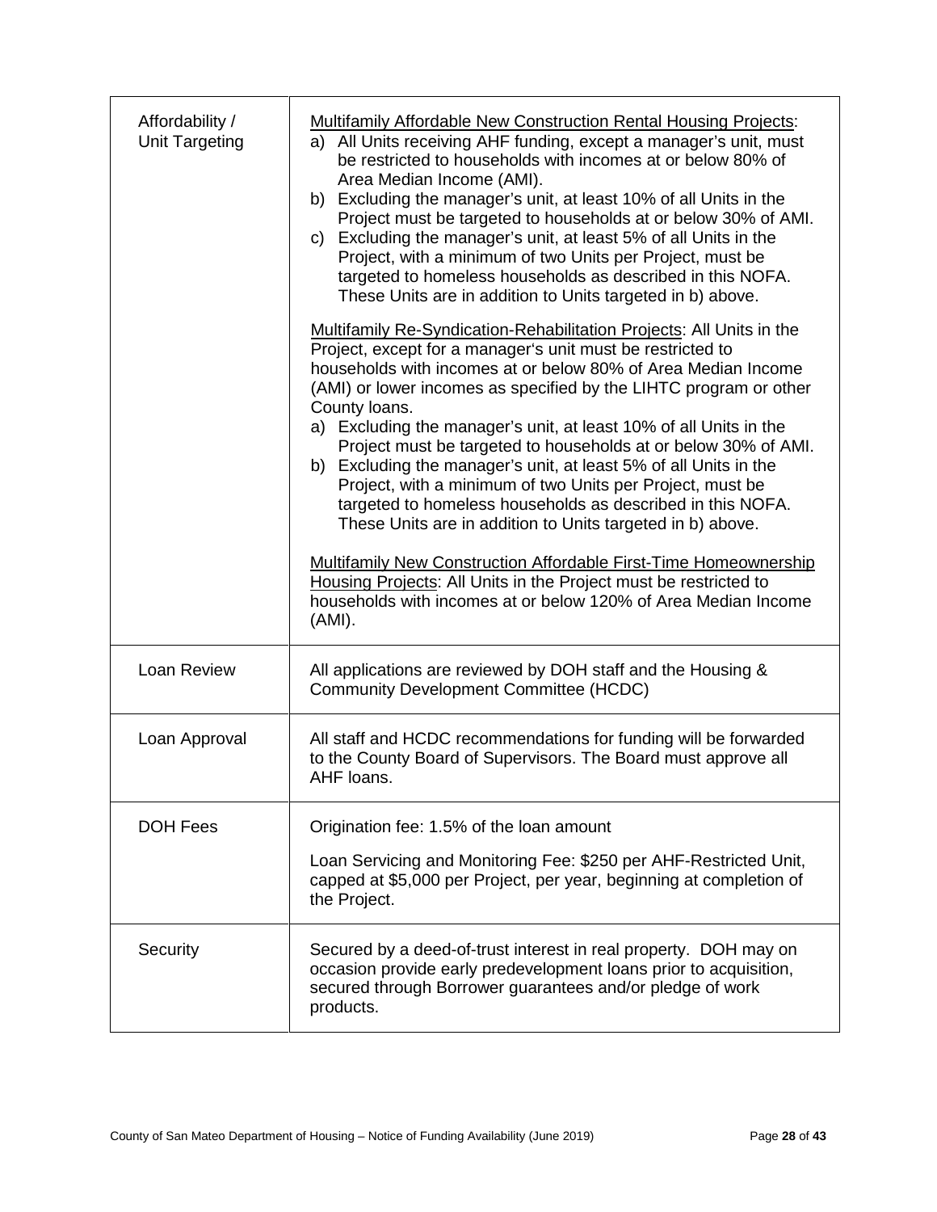| | |
|---|---|
| Affordability / Unit Targeting | <u>Multifamily Affordable New Construction Rental Housing Projects</u>:<br>a) All Units receiving AHF funding, except a manager's unit, must be restricted to households with incomes at or below 80% of Area Median Income (AMI).<br>b) Excluding the manager's unit, at least 10% of all Units in the Project must be targeted to households at or below 30% of AMI.<br>c) Excluding the manager's unit, at least 5% of all Units in the Project, with a minimum of two Units per Project, must be targeted to homeless households as described in this NOFA. These Units are in addition to Units targeted in b) above.<br><br><u>Multifamily Re-Syndication-Rehabilitation Projects</u>: All Units in the Project, except for a manager's unit must be restricted to households with incomes at or below 80% of Area Median Income (AMI) or lower incomes as specified by the LIHTC program or other County loans.<br>a) Excluding the manager's unit, at least 10% of all Units in the Project must be targeted to households at or below 30% of AMI.<br>b) Excluding the manager's unit, at least 5% of all Units in the Project, with a minimum of two Units per Project, must be targeted to homeless households as described in this NOFA. These Units are in addition to Units targeted in b) above.<br><br><u>Multifamily New Construction Affordable First-Time Homeownership Housing Projects</u>: All Units in the Project must be restricted to households with incomes at or below 120% of Area Median Income (AMI). |
| Loan Review | All applications are reviewed by DOH staff and the Housing & Community Development Committee (HCDC) |
| Loan Approval | All staff and HCDC recommendations for funding will be forwarded to the County Board of Supervisors. The Board must approve all AHF loans. |
| DOH Fees | Origination fee: 1.5% of the loan amount<br><br>Loan Servicing and Monitoring Fee: $250 per AHF-Restricted Unit, capped at $5,000 per Project, per year, beginning at completion of the Project. |
| Security | Secured by a deed-of-trust interest in real property. DOH may on occasion provide early predevelopment loans prior to acquisition, secured through Borrower guarantees and/or pledge of work products. |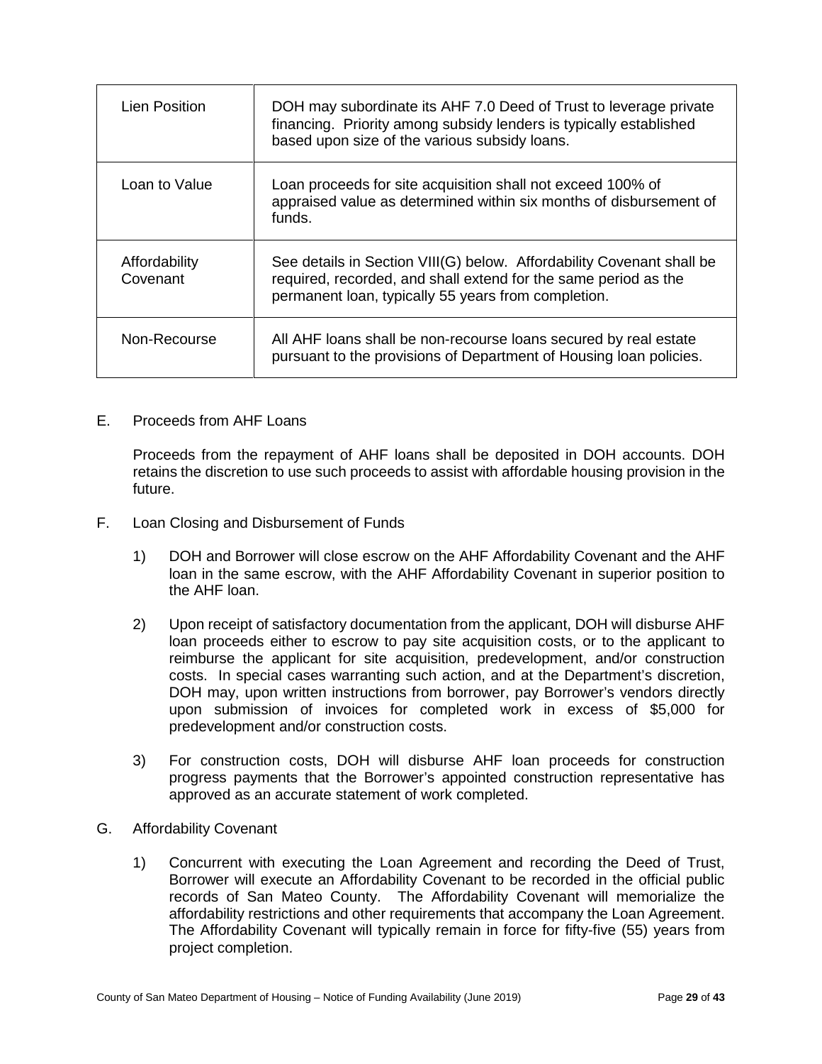| Lien Position | DOH may subordinate its AHF 7.0 Deed of Trust to leverage private financing. Priority among subsidy lenders is typically established based upon size of the various subsidy loans. |
|---|---|
| Loan to Value | Loan proceeds for site acquisition shall not exceed 100% of appraised value as determined within six months of disbursement of funds. |
| Affordability Covenant | See details in Section VIII(G) below. Affordability Covenant shall be required, recorded, and shall extend for the same period as the permanent loan, typically 55 years from completion. |
| Non-Recourse | All AHF loans shall be non-recourse loans secured by real estate pursuant to the provisions of Department of Housing loan policies. |

E. Proceeds from AHF Loans

Proceeds from the repayment of AHF loans shall be deposited in DOH accounts. DOH retains the discretion to use such proceeds to assist with affordable housing provision in the future.

F. Loan Closing and Disbursement of Funds

1) DOH and Borrower will close escrow on the AHF Affordability Covenant and the AHF loan in the same escrow, with the AHF Affordability Covenant in superior position to the AHF loan.

2) Upon receipt of satisfactory documentation from the applicant, DOH will disburse AHF loan proceeds either to escrow to pay site acquisition costs, or to the applicant to reimburse the applicant for site acquisition, predevelopment, and/or construction costs. In special cases warranting such action, and at the Department's discretion, DOH may, upon written instructions from borrower, pay Borrower's vendors directly upon submission of invoices for completed work in excess of $5,000 for predevelopment and/or construction costs.

3) For construction costs, DOH will disburse AHF loan proceeds for construction progress payments that the Borrower's appointed construction representative has approved as an accurate statement of work completed.

G. Affordability Covenant

1) Concurrent with executing the Loan Agreement and recording the Deed of Trust, Borrower will execute an Affordability Covenant to be recorded in the official public records of San Mateo County. The Affordability Covenant will memorialize the affordability restrictions and other requirements that accompany the Loan Agreement. The Affordability Covenant will typically remain in force for fifty-five (55) years from project completion.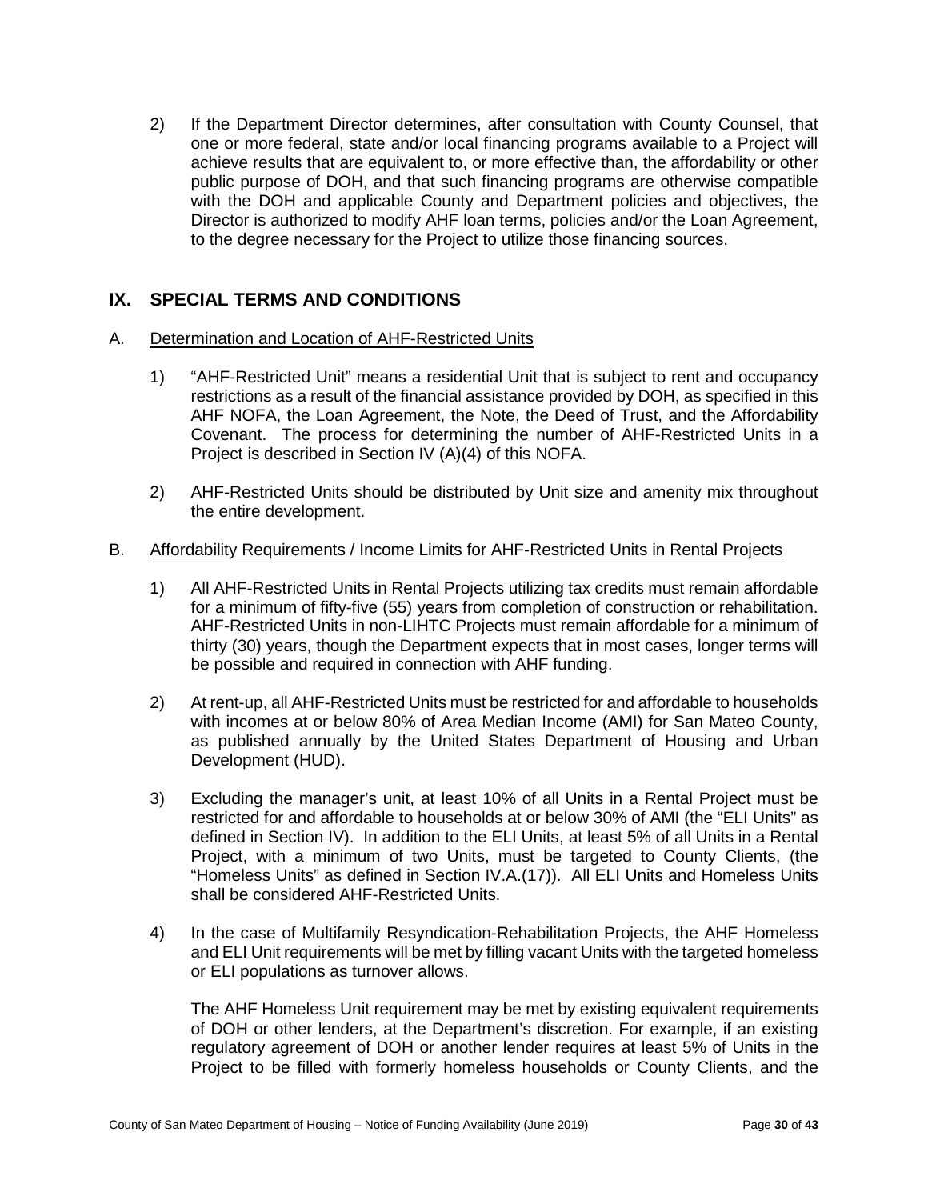2) If the Department Director determines, after consultation with County Counsel, that one or more federal, state and/or local financing programs available to a Project will achieve results that are equivalent to, or more effective than, the affordability or other public purpose of DOH, and that such financing programs are otherwise compatible with the DOH and applicable County and Department policies and objectives, the Director is authorized to modify AHF loan terms, policies and/or the Loan Agreement, to the degree necessary for the Project to utilize those financing sources.

## IX. SPECIAL TERMS AND CONDITIONS

### A. Determination and Location of AHF-Restricted Units

1) "AHF-Restricted Unit" means a residential Unit that is subject to rent and occupancy restrictions as a result of the financial assistance provided by DOH, as specified in this AHF NOFA, the Loan Agreement, the Note, the Deed of Trust, and the Affordability Covenant. The process for determining the number of AHF-Restricted Units in a Project is described in Section IV (A)(4) of this NOFA.

2) AHF-Restricted Units should be distributed by Unit size and amenity mix throughout the entire development.

### B. Affordability Requirements / Income Limits for AHF-Restricted Units in Rental Projects

1) All AHF-Restricted Units in Rental Projects utilizing tax credits must remain affordable for a minimum of fifty-five (55) years from completion of construction or rehabilitation. AHF-Restricted Units in non-LIHTC Projects must remain affordable for a minimum of thirty (30) years, though the Department expects that in most cases, longer terms will be possible and required in connection with AHF funding.

2) At rent-up, all AHF-Restricted Units must be restricted for and affordable to households with incomes at or below 80% of Area Median Income (AMI) for San Mateo County, as published annually by the United States Department of Housing and Urban Development (HUD).

3) Excluding the manager's unit, at least 10% of all Units in a Rental Project must be restricted for and affordable to households at or below 30% of AMI (the "ELI Units" as defined in Section IV). In addition to the ELI Units, at least 5% of all Units in a Rental Project, with a minimum of two Units, must be targeted to County Clients, (the "Homeless Units" as defined in Section IV.A.(17)). All ELI Units and Homeless Units shall be considered AHF-Restricted Units.

4) In the case of Multifamily Resyndication-Rehabilitation Projects, the AHF Homeless and ELI Unit requirements will be met by filling vacant Units with the targeted homeless or ELI populations as turnover allows.

   The AHF Homeless Unit requirement may be met by existing equivalent requirements of DOH or other lenders, at the Department's discretion. For example, if an existing regulatory agreement of DOH or another lender requires at least 5% of Units in the Project to be filled with formerly homeless households or County Clients, and the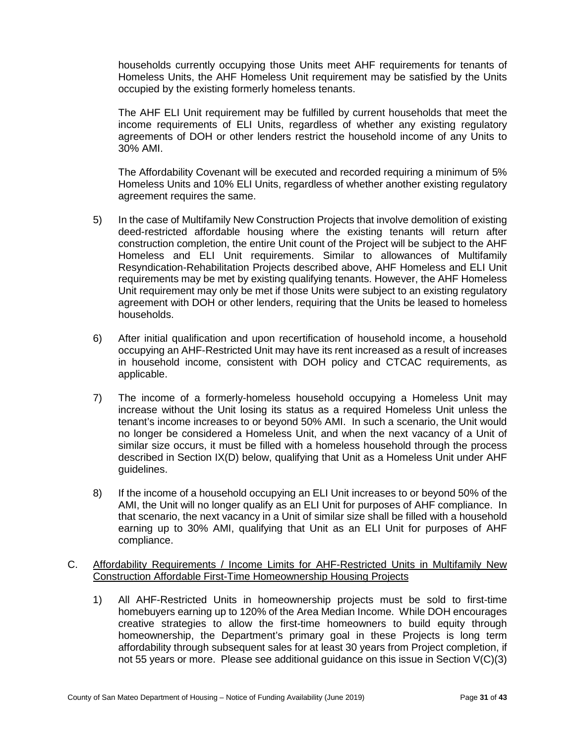households currently occupying those Units meet AHF requirements for tenants of Homeless Units, the AHF Homeless Unit requirement may be satisfied by the Units occupied by the existing formerly homeless tenants.

The AHF ELI Unit requirement may be fulfilled by current households that meet the income requirements of ELI Units, regardless of whether any existing regulatory agreements of DOH or other lenders restrict the household income of any Units to 30% AMI.

The Affordability Covenant will be executed and recorded requiring a minimum of 5% Homeless Units and 10% ELI Units, regardless of whether another existing regulatory agreement requires the same.

5) In the case of Multifamily New Construction Projects that involve demolition of existing deed-restricted affordable housing where the existing tenants will return after construction completion, the entire Unit count of the Project will be subject to the AHF Homeless and ELI Unit requirements. Similar to allowances of Multifamily Resyndication-Rehabilitation Projects described above, AHF Homeless and ELI Unit requirements may be met by existing qualifying tenants. However, the AHF Homeless Unit requirement may only be met if those Units were subject to an existing regulatory agreement with DOH or other lenders, requiring that the Units be leased to homeless households.

6) After initial qualification and upon recertification of household income, a household occupying an AHF-Restricted Unit may have its rent increased as a result of increases in household income, consistent with DOH policy and CTCAC requirements, as applicable.

7) The income of a formerly-homeless household occupying a Homeless Unit may increase without the Unit losing its status as a required Homeless Unit unless the tenant's income increases to or beyond 50% AMI. In such a scenario, the Unit would no longer be considered a Homeless Unit, and when the next vacancy of a Unit of similar size occurs, it must be filled with a homeless household through the process described in Section IX(D) below, qualifying that Unit as a Homeless Unit under AHF guidelines.

8) If the income of a household occupying an ELI Unit increases to or beyond 50% of the AMI, the Unit will no longer qualify as an ELI Unit for purposes of AHF compliance. In that scenario, the next vacancy in a Unit of similar size shall be filled with a household earning up to 30% AMI, qualifying that Unit as an ELI Unit for purposes of AHF compliance.

C. Affordability Requirements / Income Limits for AHF-Restricted Units in Multifamily New Construction Affordable First-Time Homeownership Housing Projects

1) All AHF-Restricted Units in homeownership projects must be sold to first-time homebuyers earning up to 120% of the Area Median Income. While DOH encourages creative strategies to allow the first-time homeowners to build equity through homeownership, the Department's primary goal in these Projects is long term affordability through subsequent sales for at least 30 years from Project completion, if not 55 years or more. Please see additional guidance on this issue in Section V(C)(3)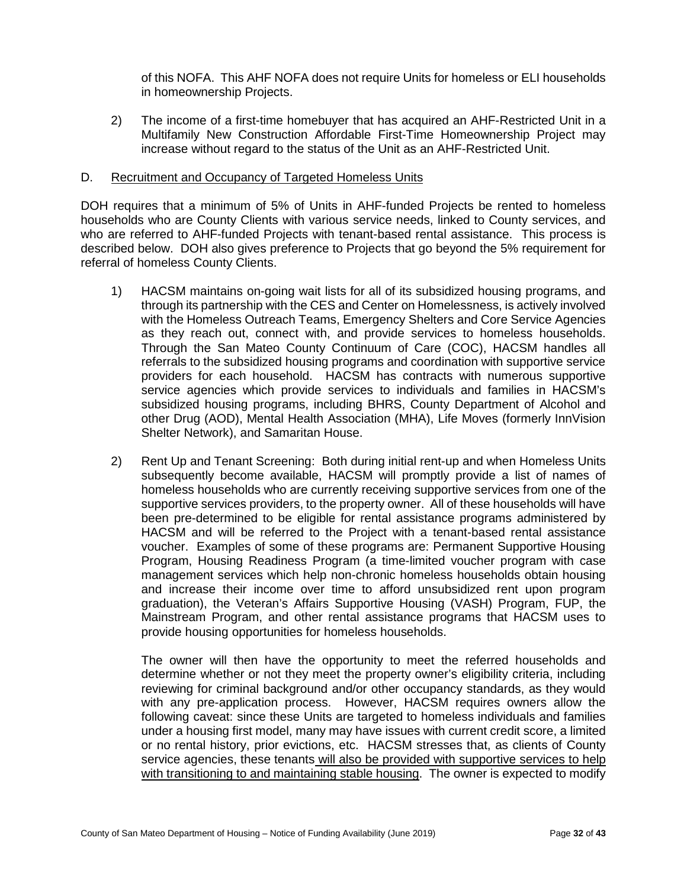of this NOFA. This AHF NOFA does not require Units for homeless or ELI households in homeownership Projects.

2) The income of a first-time homebuyer that has acquired an AHF-Restricted Unit in a Multifamily New Construction Affordable First-Time Homeownership Project may increase without regard to the status of the Unit as an AHF-Restricted Unit.

D. <u>Recruitment and Occupancy of Targeted Homeless Units</u>

DOH requires that a minimum of 5% of Units in AHF-funded Projects be rented to homeless households who are County Clients with various service needs, linked to County services, and who are referred to AHF-funded Projects with tenant-based rental assistance. This process is described below. DOH also gives preference to Projects that go beyond the 5% requirement for referral of homeless County Clients.

1) HACSM maintains on-going wait lists for all of its subsidized housing programs, and through its partnership with the CES and Center on Homelessness, is actively involved with the Homeless Outreach Teams, Emergency Shelters and Core Service Agencies as they reach out, connect with, and provide services to homeless households. Through the San Mateo County Continuum of Care (COC), HACSM handles all referrals to the subsidized housing programs and coordination with supportive service providers for each household. HACSM has contracts with numerous supportive service agencies which provide services to individuals and families in HACSM's subsidized housing programs, including BHRS, County Department of Alcohol and other Drug (AOD), Mental Health Association (MHA), Life Moves (formerly InnVision Shelter Network), and Samaritan House.

2) Rent Up and Tenant Screening: Both during initial rent-up and when Homeless Units subsequently become available, HACSM will promptly provide a list of names of homeless households who are currently receiving supportive services from one of the supportive services providers, to the property owner. All of these households will have been pre-determined to be eligible for rental assistance programs administered by HACSM and will be referred to the Project with a tenant-based rental assistance voucher. Examples of some of these programs are: Permanent Supportive Housing Program, Housing Readiness Program (a time-limited voucher program with case management services which help non-chronic homeless households obtain housing and increase their income over time to afford unsubsidized rent upon program graduation), the Veteran's Affairs Supportive Housing (VASH) Program, FUP, the Mainstream Program, and other rental assistance programs that HACSM uses to provide housing opportunities for homeless households.

   The owner will then have the opportunity to meet the referred households and determine whether or not they meet the property owner's eligibility criteria, including reviewing for criminal background and/or other occupancy standards, as they would with any pre-application process. However, HACSM requires owners allow the following caveat: since these Units are targeted to homeless individuals and families under a housing first model, many may have issues with current credit score, a limited or no rental history, prior evictions, etc. HACSM stresses that, as clients of County service agencies, these tenants <u>will also be provided with supportive services to help with transitioning to and maintaining stable housing</u>. The owner is expected to modify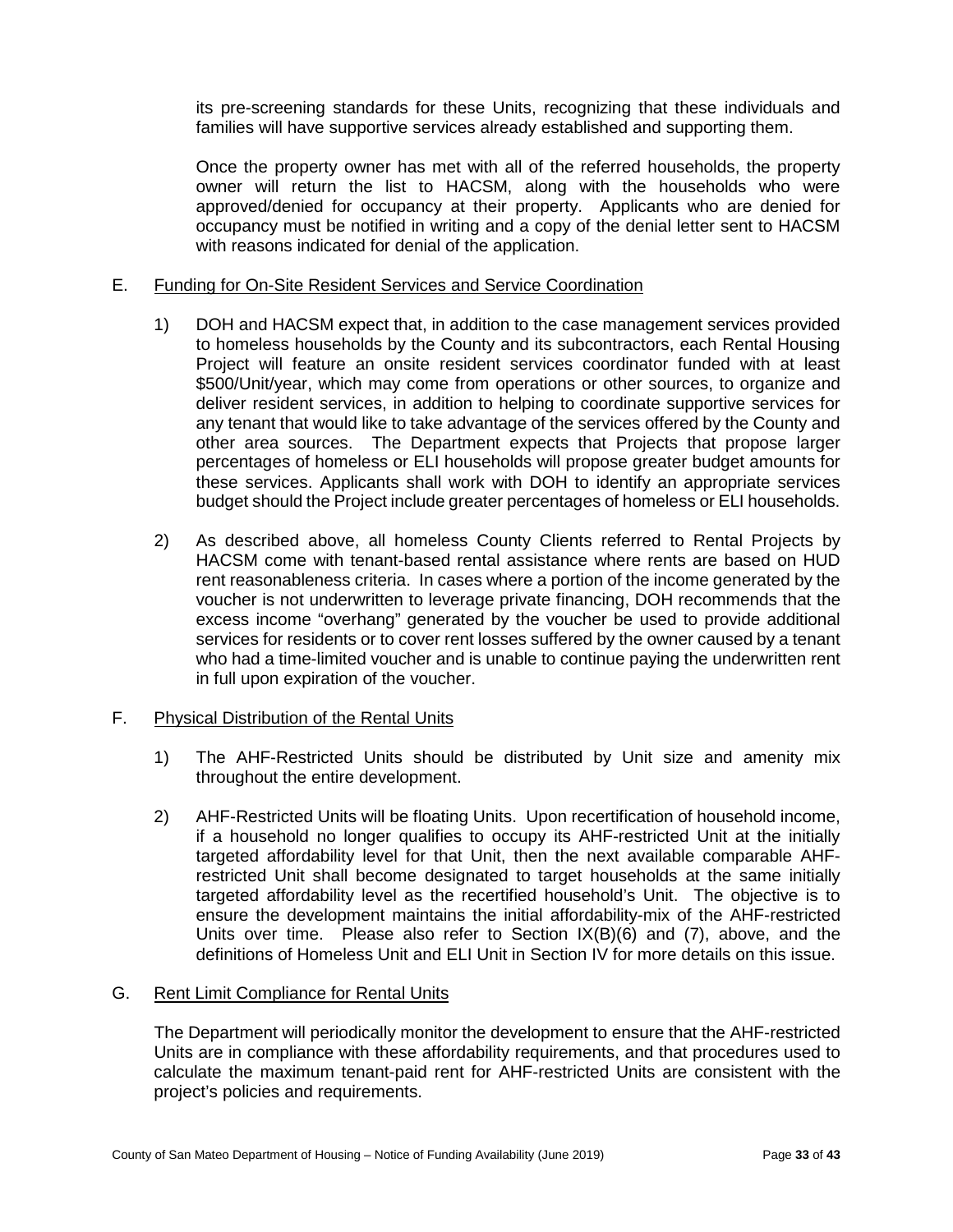its pre-screening standards for these Units, recognizing that these individuals and families will have supportive services already established and supporting them.

Once the property owner has met with all of the referred households, the property owner will return the list to HACSM, along with the households who were approved/denied for occupancy at their property. Applicants who are denied for occupancy must be notified in writing and a copy of the denial letter sent to HACSM with reasons indicated for denial of the application.

E. Funding for On-Site Resident Services and Service Coordination

1) DOH and HACSM expect that, in addition to the case management services provided to homeless households by the County and its subcontractors, each Rental Housing Project will feature an onsite resident services coordinator funded with at least $500/Unit/year, which may come from operations or other sources, to organize and deliver resident services, in addition to helping to coordinate supportive services for any tenant that would like to take advantage of the services offered by the County and other area sources. The Department expects that Projects that propose larger percentages of homeless or ELI households will propose greater budget amounts for these services. Applicants shall work with DOH to identify an appropriate services budget should the Project include greater percentages of homeless or ELI households.

2) As described above, all homeless County Clients referred to Rental Projects by HACSM come with tenant-based rental assistance where rents are based on HUD rent reasonableness criteria. In cases where a portion of the income generated by the voucher is not underwritten to leverage private financing, DOH recommends that the excess income "overhang" generated by the voucher be used to provide additional services for residents or to cover rent losses suffered by the owner caused by a tenant who had a time-limited voucher and is unable to continue paying the underwritten rent in full upon expiration of the voucher.

F. Physical Distribution of the Rental Units

1) The AHF-Restricted Units should be distributed by Unit size and amenity mix throughout the entire development.

2) AHF-Restricted Units will be floating Units. Upon recertification of household income, if a household no longer qualifies to occupy its AHF-restricted Unit at the initially targeted affordability level for that Unit, then the next available comparable AHF-restricted Unit shall become designated to target households at the same initially targeted affordability level as the recertified household's Unit. The objective is to ensure the development maintains the initial affordability-mix of the AHF-restricted Units over time. Please also refer to Section IX(B)(6) and (7), above, and the definitions of Homeless Unit and ELI Unit in Section IV for more details on this issue.

G. Rent Limit Compliance for Rental Units

The Department will periodically monitor the development to ensure that the AHF-restricted Units are in compliance with these affordability requirements, and that procedures used to calculate the maximum tenant-paid rent for AHF-restricted Units are consistent with the project's policies and requirements.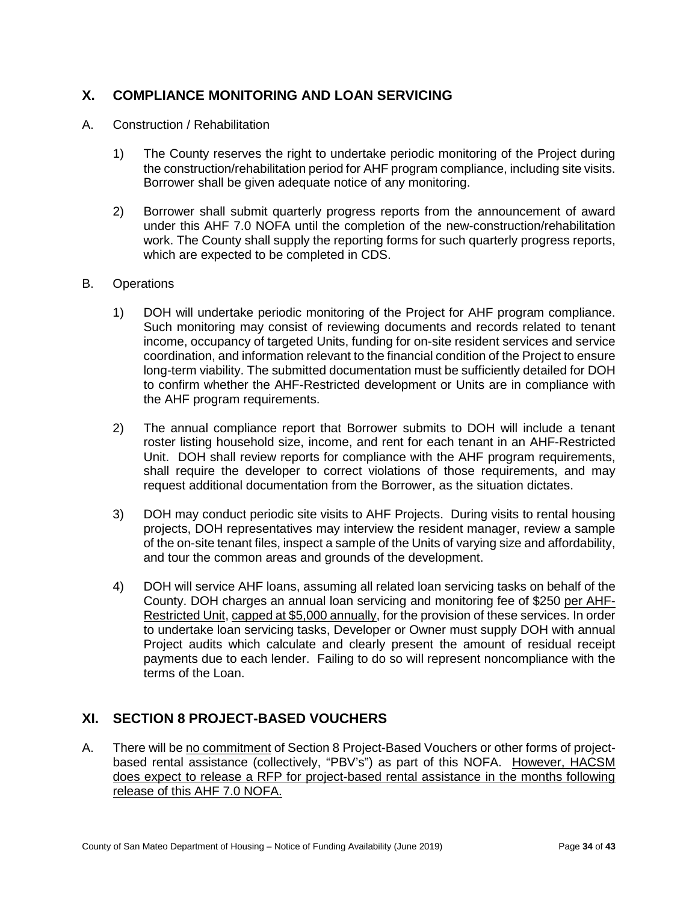## X. COMPLIANCE MONITORING AND LOAN SERVICING

A. Construction / Rehabilitation

1) The County reserves the right to undertake periodic monitoring of the Project during the construction/rehabilitation period for AHF program compliance, including site visits. Borrower shall be given adequate notice of any monitoring.

2) Borrower shall submit quarterly progress reports from the announcement of award under this AHF 7.0 NOFA until the completion of the new-construction/rehabilitation work. The County shall supply the reporting forms for such quarterly progress reports, which are expected to be completed in CDS.

B. Operations

1) DOH will undertake periodic monitoring of the Project for AHF program compliance. Such monitoring may consist of reviewing documents and records related to tenant income, occupancy of targeted Units, funding for on-site resident services and service coordination, and information relevant to the financial condition of the Project to ensure long-term viability. The submitted documentation must be sufficiently detailed for DOH to confirm whether the AHF-Restricted development or Units are in compliance with the AHF program requirements.

2) The annual compliance report that Borrower submits to DOH will include a tenant roster listing household size, income, and rent for each tenant in an AHF-Restricted Unit. DOH shall review reports for compliance with the AHF program requirements, shall require the developer to correct violations of those requirements, and may request additional documentation from the Borrower, as the situation dictates.

3) DOH may conduct periodic site visits to AHF Projects. During visits to rental housing projects, DOH representatives may interview the resident manager, review a sample of the on-site tenant files, inspect a sample of the Units of varying size and affordability, and tour the common areas and grounds of the development.

4) DOH will service AHF loans, assuming all related loan servicing tasks on behalf of the County. DOH charges an annual loan servicing and monitoring fee of $250 <u>per AHF-Restricted Unit</u>, <u>capped at $5,000 annually</u>, for the provision of these services. In order to undertake loan servicing tasks, Developer or Owner must supply DOH with annual Project audits which calculate and clearly present the amount of residual receipt payments due to each lender. Failing to do so will represent noncompliance with the terms of the Loan.

## XI. SECTION 8 PROJECT-BASED VOUCHERS

A. There will be <u>no commitment</u> of Section 8 Project-Based Vouchers or other forms of project-based rental assistance (collectively, "PBV's") as part of this NOFA. <u>However, HACSM does expect to release a RFP for project-based rental assistance in the months following release of this AHF 7.0 NOFA.</u>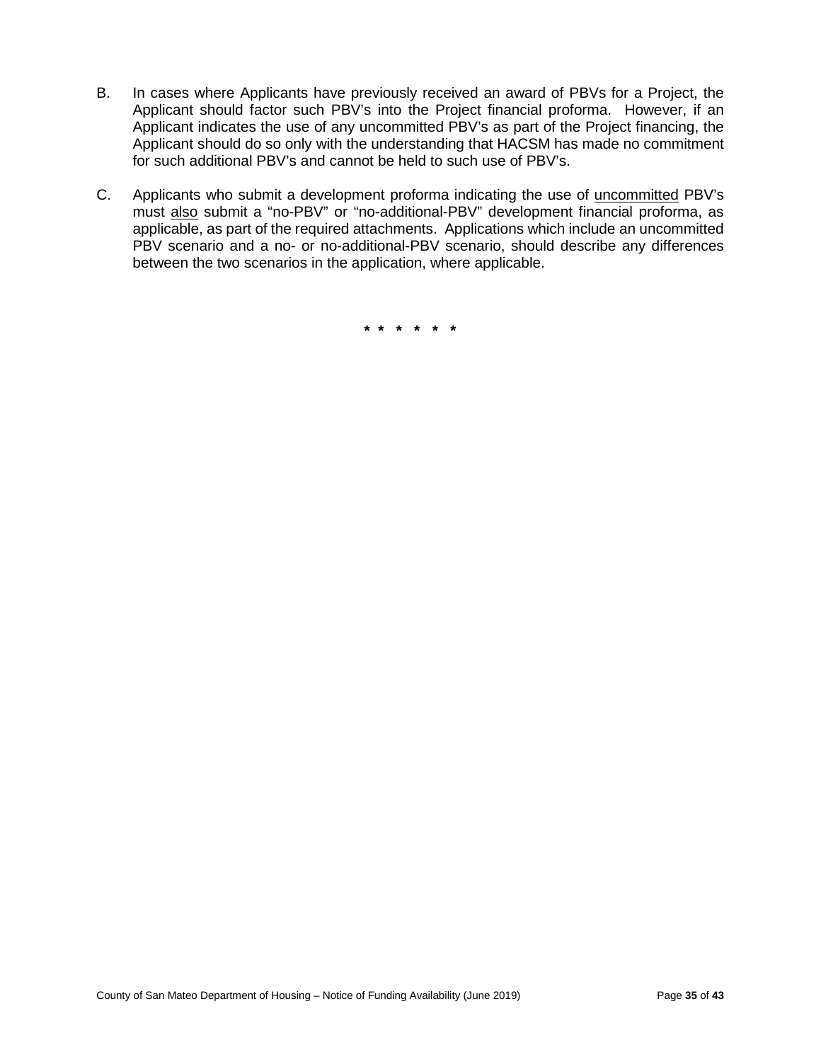B. In cases where Applicants have previously received an award of PBVs for a Project, the Applicant should factor such PBV's into the Project financial proforma. However, if an Applicant indicates the use of any uncommitted PBV's as part of the Project financing, the Applicant should do so only with the understanding that HACSM has made no commitment for such additional PBV's and cannot be held to such use of PBV's.

C. Applicants who submit a development proforma indicating the use of <u>uncommitted</u> PBV's must <u>also</u> submit a "no-PBV" or "no-additional-PBV" development financial proforma, as applicable, as part of the required attachments. Applications which include an uncommitted PBV scenario and a no- or no-additional-PBV scenario, should describe any differences between the two scenarios in the application, where applicable.

**\* \* \* \* \* \***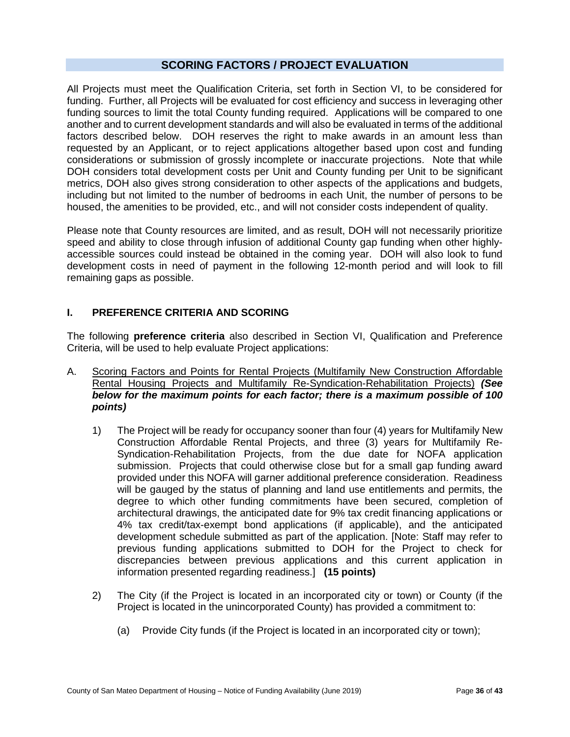## SCORING FACTORS / PROJECT EVALUATION

All Projects must meet the Qualification Criteria, set forth in Section VI, to be considered for funding. Further, all Projects will be evaluated for cost efficiency and success in leveraging other funding sources to limit the total County funding required. Applications will be compared to one another and to current development standards and will also be evaluated in terms of the additional factors described below. DOH reserves the right to make awards in an amount less than requested by an Applicant, or to reject applications altogether based upon cost and funding considerations or submission of grossly incomplete or inaccurate projections. Note that while DOH considers total development costs per Unit and County funding per Unit to be significant metrics, DOH also gives strong consideration to other aspects of the applications and budgets, including but not limited to the number of bedrooms in each Unit, the number of persons to be housed, the amenities to be provided, etc., and will not consider costs independent of quality.

Please note that County resources are limited, and as result, DOH will not necessarily prioritize speed and ability to close through infusion of additional County gap funding when other highly-accessible sources could instead be obtained in the coming year. DOH will also look to fund development costs in need of payment in the following 12-month period and will look to fill remaining gaps as possible.

### I. PREFERENCE CRITERIA AND SCORING

The following **preference criteria** also described in Section VI, Qualification and Preference Criteria, will be used to help evaluate Project applications:

A. Scoring Factors and Points for Rental Projects (Multifamily New Construction Affordable Rental Housing Projects and Multifamily Re-Syndication-Rehabilitation Projects) ***(See below for the maximum points for each factor; there is a maximum possible of 100 points)***

1) The Project will be ready for occupancy sooner than four (4) years for Multifamily New Construction Affordable Rental Projects, and three (3) years for Multifamily Re-Syndication-Rehabilitation Projects, from the due date for NOFA application submission. Projects that could otherwise close but for a small gap funding award provided under this NOFA will garner additional preference consideration. Readiness will be gauged by the status of planning and land use entitlements and permits, the degree to which other funding commitments have been secured, completion of architectural drawings, the anticipated date for 9% tax credit financing applications or 4% tax credit/tax-exempt bond applications (if applicable), and the anticipated development schedule submitted as part of the application. [Note: Staff may refer to previous funding applications submitted to DOH for the Project to check for discrepancies between previous applications and this current application in information presented regarding readiness.] **(15 points)**

2) The City (if the Project is located in an incorporated city or town) or County (if the Project is located in the unincorporated County) has provided a commitment to:

   (a) Provide City funds (if the Project is located in an incorporated city or town);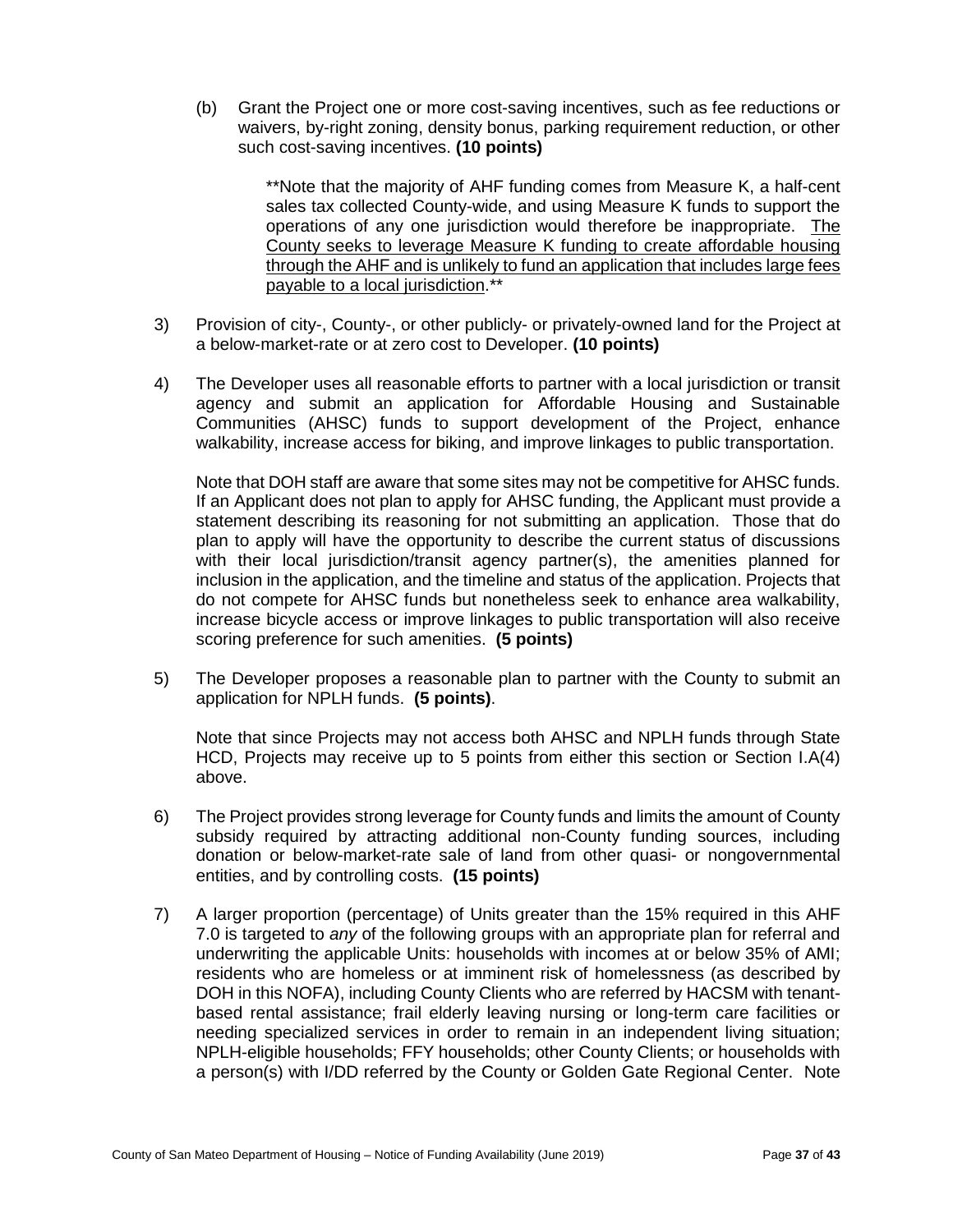(b) Grant the Project one or more cost-saving incentives, such as fee reductions or waivers, by-right zoning, density bonus, parking requirement reduction, or other such cost-saving incentives. **(10 points)**

**Note that the majority of AHF funding comes from Measure K, a half-cent sales tax collected County-wide, and using Measure K funds to support the operations of any one jurisdiction would therefore be inappropriate. <u>The County seeks to leverage Measure K funding to create affordable housing through the AHF and is unlikely to fund an application that includes large fees payable to a local jurisdiction</u>.**

3) Provision of city-, County-, or other publicly- or privately-owned land for the Project at a below-market-rate or at zero cost to Developer. **(10 points)**

4) The Developer uses all reasonable efforts to partner with a local jurisdiction or transit agency and submit an application for Affordable Housing and Sustainable Communities (AHSC) funds to support development of the Project, enhance walkability, increase access for biking, and improve linkages to public transportation.

   Note that DOH staff are aware that some sites may not be competitive for AHSC funds. If an Applicant does not plan to apply for AHSC funding, the Applicant must provide a statement describing its reasoning for not submitting an application. Those that do plan to apply will have the opportunity to describe the current status of discussions with their local jurisdiction/transit agency partner(s), the amenities planned for inclusion in the application, and the timeline and status of the application. Projects that do not compete for AHSC funds but nonetheless seek to enhance area walkability, increase bicycle access or improve linkages to public transportation will also receive scoring preference for such amenities. **(5 points)**

5) The Developer proposes a reasonable plan to partner with the County to submit an application for NPLH funds. **(5 points)**.

   Note that since Projects may not access both AHSC and NPLH funds through State HCD, Projects may receive up to 5 points from either this section or Section I.A(4) above.

6) The Project provides strong leverage for County funds and limits the amount of County subsidy required by attracting additional non-County funding sources, including donation or below-market-rate sale of land from other quasi- or nongovernmental entities, and by controlling costs. **(15 points)**

7) A larger proportion (percentage) of Units greater than the 15% required in this AHF 7.0 is targeted to *any* of the following groups with an appropriate plan for referral and underwriting the applicable Units: households with incomes at or below 35% of AMI; residents who are homeless or at imminent risk of homelessness (as described by DOH in this NOFA), including County Clients who are referred by HACSM with tenant-based rental assistance; frail elderly leaving nursing or long-term care facilities or needing specialized services in order to remain in an independent living situation; NPLH-eligible households; FFY households; other County Clients; or households with a person(s) with I/DD referred by the County or Golden Gate Regional Center. Note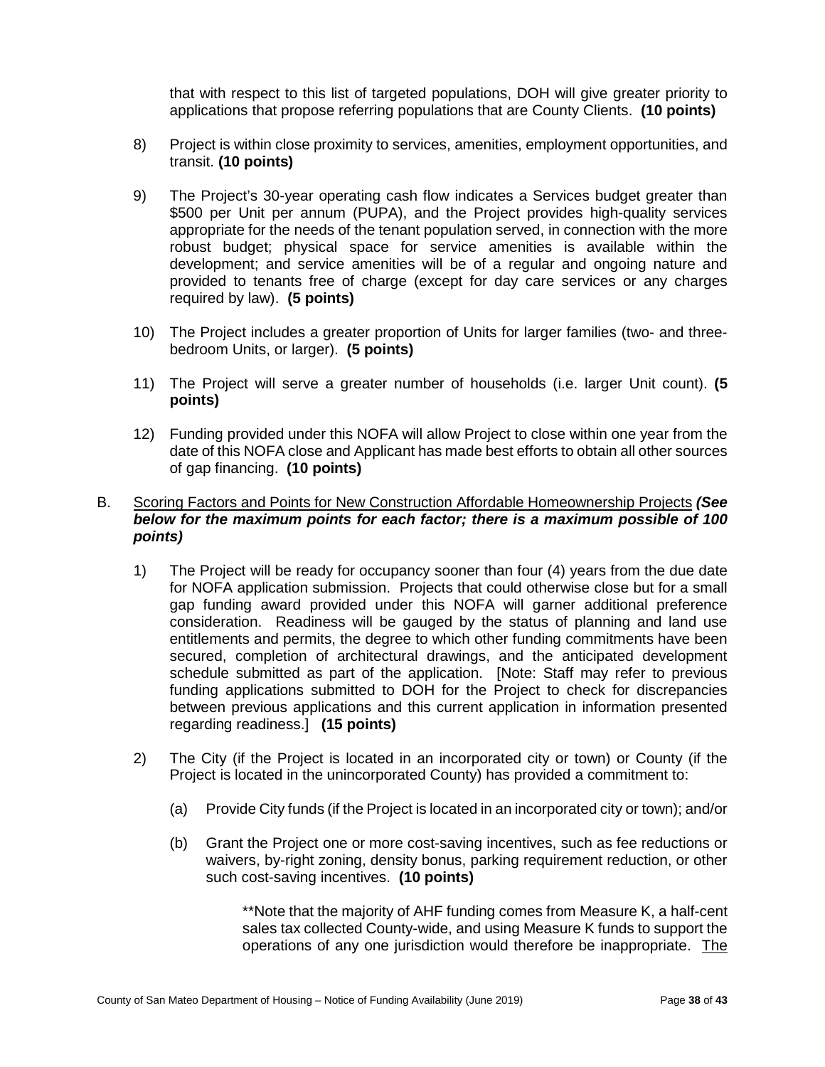that with respect to this list of targeted populations, DOH will give greater priority to applications that propose referring populations that are County Clients. **(10 points)**

8) Project is within close proximity to services, amenities, employment opportunities, and transit. **(10 points)**

9) The Project's 30-year operating cash flow indicates a Services budget greater than $500 per Unit per annum (PUPA), and the Project provides high-quality services appropriate for the needs of the tenant population served, in connection with the more robust budget; physical space for service amenities is available within the development; and service amenities will be of a regular and ongoing nature and provided to tenants free of charge (except for day care services or any charges required by law). **(5 points)**

10) The Project includes a greater proportion of Units for larger families (two- and three-bedroom Units, or larger). **(5 points)**

11) The Project will serve a greater number of households (i.e. larger Unit count). **(5 points)**

12) Funding provided under this NOFA will allow Project to close within one year from the date of this NOFA close and Applicant has made best efforts to obtain all other sources of gap financing. **(10 points)**

B. Scoring Factors and Points for New Construction Affordable Homeownership Projects ***(See below for the maximum points for each factor; there is a maximum possible of 100 points)***

1) The Project will be ready for occupancy sooner than four (4) years from the due date for NOFA application submission. Projects that could otherwise close but for a small gap funding award provided under this NOFA will garner additional preference consideration. Readiness will be gauged by the status of planning and land use entitlements and permits, the degree to which other funding commitments have been secured, completion of architectural drawings, and the anticipated development schedule submitted as part of the application. [Note: Staff may refer to previous funding applications submitted to DOH for the Project to check for discrepancies between previous applications and this current application in information presented regarding readiness.] **(15 points)**

2) The City (if the Project is located in an incorporated city or town) or County (if the Project is located in the unincorporated County) has provided a commitment to:

   (a) Provide City funds (if the Project is located in an incorporated city or town); and/or

   (b) Grant the Project one or more cost-saving incentives, such as fee reductions or waivers, by-right zoning, density bonus, parking requirement reduction, or other such cost-saving incentives. **(10 points)**

   **Note that the majority of AHF funding comes from Measure K, a half-cent sales tax collected County-wide, and using Measure K funds to support the operations of any one jurisdiction would therefore be inappropriate. The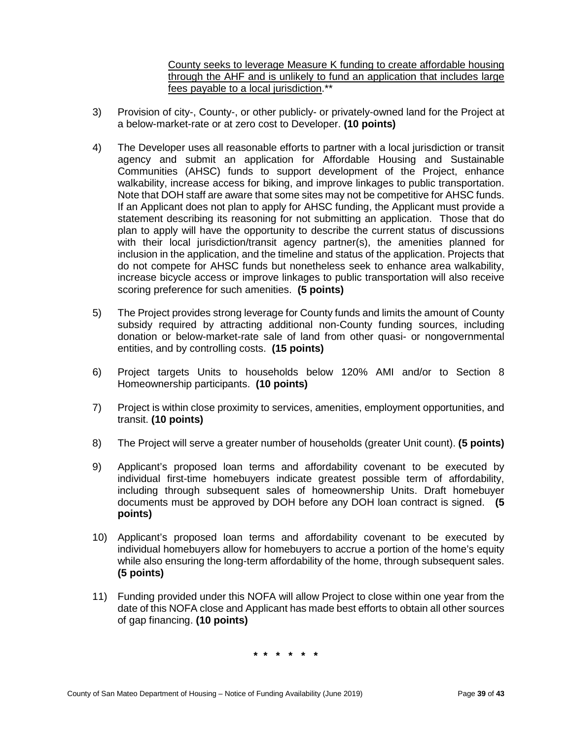County seeks to leverage Measure K funding to create affordable housing through the AHF and is unlikely to fund an application that includes large fees payable to a local jurisdiction.**

3) Provision of city-, County-, or other publicly- or privately-owned land for the Project at a below-market-rate or at zero cost to Developer. **(10 points)**

4) The Developer uses all reasonable efforts to partner with a local jurisdiction or transit agency and submit an application for Affordable Housing and Sustainable Communities (AHSC) funds to support development of the Project, enhance walkability, increase access for biking, and improve linkages to public transportation. Note that DOH staff are aware that some sites may not be competitive for AHSC funds. If an Applicant does not plan to apply for AHSC funding, the Applicant must provide a statement describing its reasoning for not submitting an application. Those that do plan to apply will have the opportunity to describe the current status of discussions with their local jurisdiction/transit agency partner(s), the amenities planned for inclusion in the application, and the timeline and status of the application. Projects that do not compete for AHSC funds but nonetheless seek to enhance area walkability, increase bicycle access or improve linkages to public transportation will also receive scoring preference for such amenities. **(5 points)**

5) The Project provides strong leverage for County funds and limits the amount of County subsidy required by attracting additional non-County funding sources, including donation or below-market-rate sale of land from other quasi- or nongovernmental entities, and by controlling costs. **(15 points)**

6) Project targets Units to households below 120% AMI and/or to Section 8 Homeownership participants. **(10 points)**

7) Project is within close proximity to services, amenities, employment opportunities, and transit. **(10 points)**

8) The Project will serve a greater number of households (greater Unit count). **(5 points)**

9) Applicant's proposed loan terms and affordability covenant to be executed by individual first-time homebuyers indicate greatest possible term of affordability, including through subsequent sales of homeownership Units. Draft homebuyer documents must be approved by DOH before any DOH loan contract is signed. **(5 points)**

10) Applicant's proposed loan terms and affordability covenant to be executed by individual homebuyers allow for homebuyers to accrue a portion of the home's equity while also ensuring the long-term affordability of the home, through subsequent sales. **(5 points)**

11) Funding provided under this NOFA will allow Project to close within one year from the date of this NOFA close and Applicant has made best efforts to obtain all other sources of gap financing. **(10 points)**

**\* \* \* \* \* \***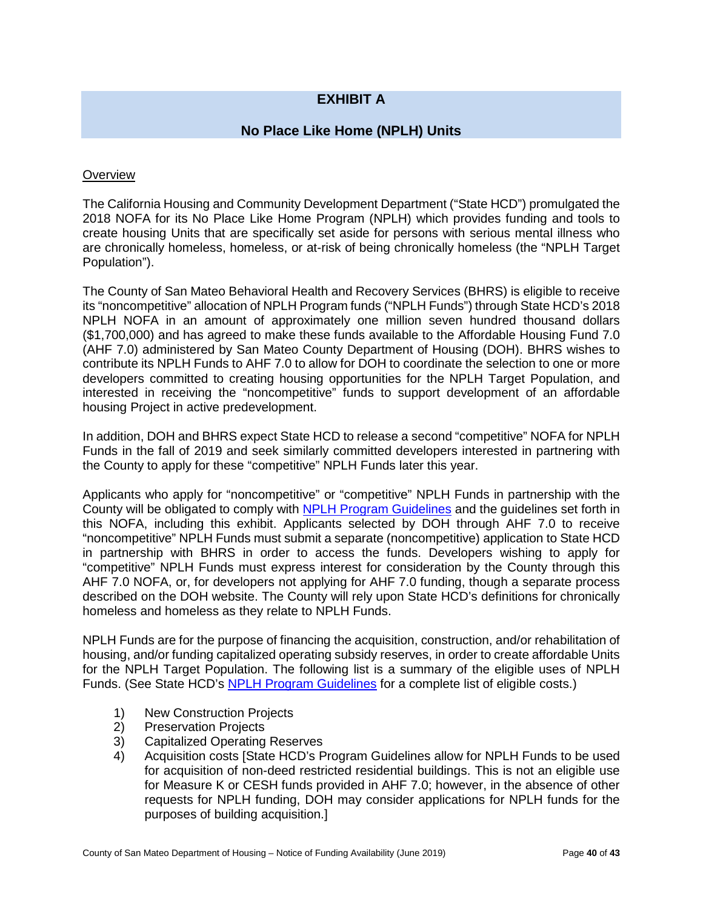# EXHIBIT A

## No Place Like Home (NPLH) Units

<u>Overview</u>

The California Housing and Community Development Department ("State HCD") promulgated the 2018 NOFA for its No Place Like Home Program (NPLH) which provides funding and tools to create housing Units that are specifically set aside for persons with serious mental illness who are chronically homeless, homeless, or at-risk of being chronically homeless (the "NPLH Target Population").

The County of San Mateo Behavioral Health and Recovery Services (BHRS) is eligible to receive its "noncompetitive" allocation of NPLH Program funds ("NPLH Funds") through State HCD's 2018 NPLH NOFA in an amount of approximately one million seven hundred thousand dollars ($1,700,000) and has agreed to make these funds available to the Affordable Housing Fund 7.0 (AHF 7.0) administered by San Mateo County Department of Housing (DOH). BHRS wishes to contribute its NPLH Funds to AHF 7.0 to allow for DOH to coordinate the selection to one or more developers committed to creating housing opportunities for the NPLH Target Population, and interested in receiving the "noncompetitive" funds to support development of an affordable housing Project in active predevelopment.

In addition, DOH and BHRS expect State HCD to release a second "competitive" NOFA for NPLH Funds in the fall of 2019 and seek similarly committed developers interested in partnering with the County to apply for these "competitive" NPLH Funds later this year.

Applicants who apply for "noncompetitive" or "competitive" NPLH Funds in partnership with the County will be obligated to comply with [NPLH Program Guidelines] and the guidelines set forth in this NOFA, including this exhibit. Applicants selected by DOH through AHF 7.0 to receive "noncompetitive" NPLH Funds must submit a separate (noncompetitive) application to State HCD in partnership with BHRS in order to access the funds. Developers wishing to apply for "competitive" NPLH Funds must express interest for consideration by the County through this AHF 7.0 NOFA, or, for developers not applying for AHF 7.0 funding, though a separate process described on the DOH website. The County will rely upon State HCD's definitions for chronically homeless and homeless as they relate to NPLH Funds.

NPLH Funds are for the purpose of financing the acquisition, construction, and/or rehabilitation of housing, and/or funding capitalized operating subsidy reserves, in order to create affordable Units for the NPLH Target Population. The following list is a summary of the eligible uses of NPLH Funds. (See State HCD's [NPLH Program Guidelines] for a complete list of eligible costs.)

1) New Construction Projects
2) Preservation Projects
3) Capitalized Operating Reserves
4) Acquisition costs [State HCD's Program Guidelines allow for NPLH Funds to be used for acquisition of non-deed restricted residential buildings. This is not an eligible use for Measure K or CESH funds provided in AHF 7.0; however, in the absence of other requests for NPLH funding, DOH may consider applications for NPLH funds for the purposes of building acquisition.]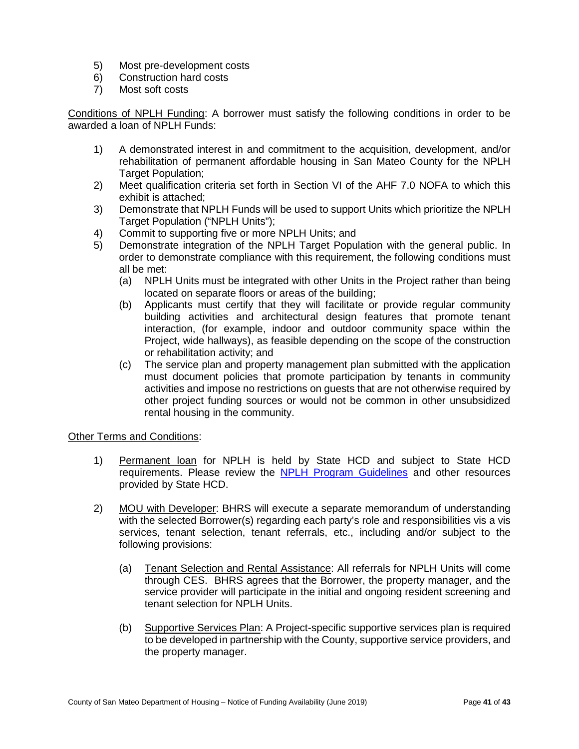5) Most pre-development costs
6) Construction hard costs
7) Most soft costs

Conditions of NPLH Funding: A borrower must satisfy the following conditions in order to be awarded a loan of NPLH Funds:

1) A demonstrated interest in and commitment to the acquisition, development, and/or rehabilitation of permanent affordable housing in San Mateo County for the NPLH Target Population;
2) Meet qualification criteria set forth in Section VI of the AHF 7.0 NOFA to which this exhibit is attached;
3) Demonstrate that NPLH Funds will be used to support Units which prioritize the NPLH Target Population ("NPLH Units");
4) Commit to supporting five or more NPLH Units; and
5) Demonstrate integration of the NPLH Target Population with the general public. In order to demonstrate compliance with this requirement, the following conditions must all be met:
   (a) NPLH Units must be integrated with other Units in the Project rather than being located on separate floors or areas of the building;
   (b) Applicants must certify that they will facilitate or provide regular community building activities and architectural design features that promote tenant interaction, (for example, indoor and outdoor community space within the Project, wide hallways), as feasible depending on the scope of the construction or rehabilitation activity; and
   (c) The service plan and property management plan submitted with the application must document policies that promote participation by tenants in community activities and impose no restrictions on guests that are not otherwise required by other project funding sources or would not be common in other unsubsidized rental housing in the community.

Other Terms and Conditions:

1) Permanent loan for NPLH is held by State HCD and subject to State HCD requirements. Please review the NPLH Program Guidelines and other resources provided by State HCD.

2) MOU with Developer: BHRS will execute a separate memorandum of understanding with the selected Borrower(s) regarding each party's role and responsibilities vis a vis services, tenant selection, tenant referrals, etc., including and/or subject to the following provisions:

   (a) Tenant Selection and Rental Assistance: All referrals for NPLH Units will come through CES. BHRS agrees that the Borrower, the property manager, and the service provider will participate in the initial and ongoing resident screening and tenant selection for NPLH Units.

   (b) Supportive Services Plan: A Project-specific supportive services plan is required to be developed in partnership with the County, supportive service providers, and the property manager.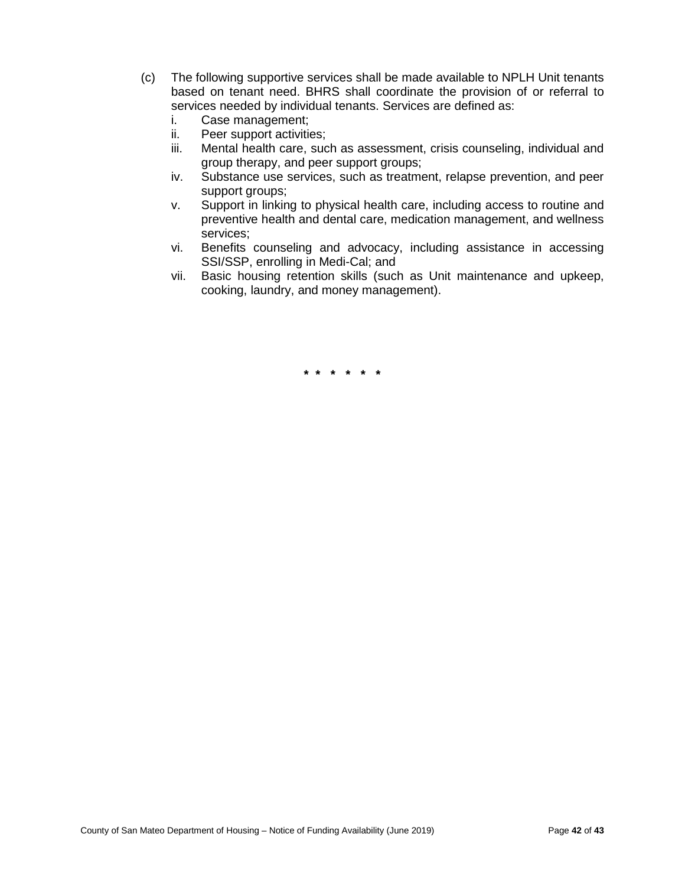(c) The following supportive services shall be made available to NPLH Unit tenants based on tenant need. BHRS shall coordinate the provision of or referral to services needed by individual tenants. Services are defined as:

- i. Case management;
- ii. Peer support activities;
- iii. Mental health care, such as assessment, crisis counseling, individual and group therapy, and peer support groups;
- iv. Substance use services, such as treatment, relapse prevention, and peer support groups;
- v. Support in linking to physical health care, including access to routine and preventive health and dental care, medication management, and wellness services;
- vi. Benefits counseling and advocacy, including assistance in accessing SSI/SSP, enrolling in Medi-Cal; and
- vii. Basic housing retention skills (such as Unit maintenance and upkeep, cooking, laundry, and money management).

* * * * * *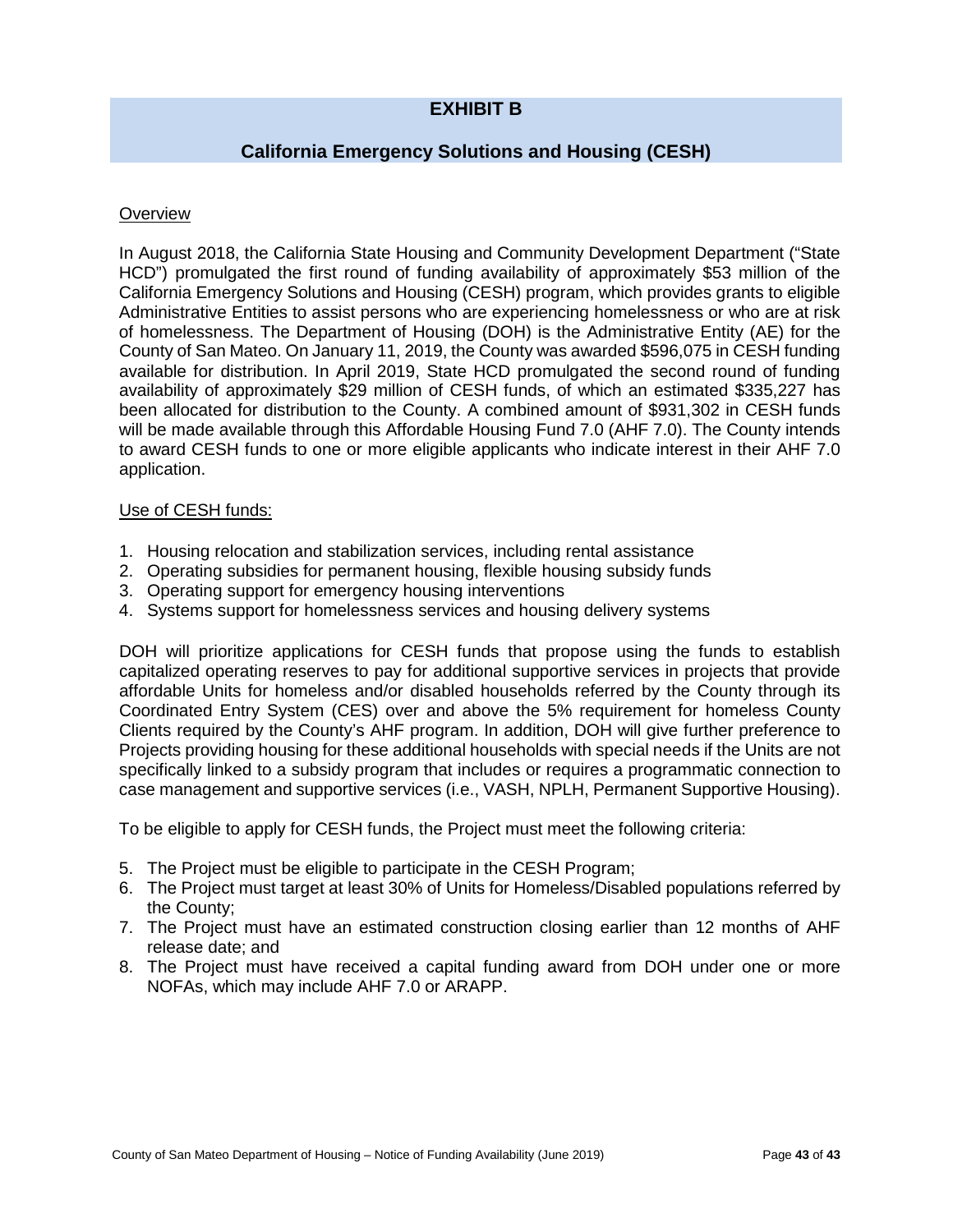# EXHIBIT B

## California Emergency Solutions and Housing (CESH)

Overview

In August 2018, the California State Housing and Community Development Department ("State HCD") promulgated the first round of funding availability of approximately $53 million of the California Emergency Solutions and Housing (CESH) program, which provides grants to eligible Administrative Entities to assist persons who are experiencing homelessness or who are at risk of homelessness. The Department of Housing (DOH) is the Administrative Entity (AE) for the County of San Mateo. On January 11, 2019, the County was awarded $596,075 in CESH funding available for distribution. In April 2019, State HCD promulgated the second round of funding availability of approximately $29 million of CESH funds, of which an estimated $335,227 has been allocated for distribution to the County. A combined amount of $931,302 in CESH funds will be made available through this Affordable Housing Fund 7.0 (AHF 7.0). The County intends to award CESH funds to one or more eligible applicants who indicate interest in their AHF 7.0 application.

Use of CESH funds:

1. Housing relocation and stabilization services, including rental assistance
2. Operating subsidies for permanent housing, flexible housing subsidy funds
3. Operating support for emergency housing interventions
4. Systems support for homelessness services and housing delivery systems

DOH will prioritize applications for CESH funds that propose using the funds to establish capitalized operating reserves to pay for additional supportive services in projects that provide affordable Units for homeless and/or disabled households referred by the County through its Coordinated Entry System (CES) over and above the 5% requirement for homeless County Clients required by the County's AHF program. In addition, DOH will give further preference to Projects providing housing for these additional households with special needs if the Units are not specifically linked to a subsidy program that includes or requires a programmatic connection to case management and supportive services (i.e., VASH, NPLH, Permanent Supportive Housing).

To be eligible to apply for CESH funds, the Project must meet the following criteria:

5. The Project must be eligible to participate in the CESH Program;
6. The Project must target at least 30% of Units for Homeless/Disabled populations referred by the County;
7. The Project must have an estimated construction closing earlier than 12 months of AHF release date; and
8. The Project must have received a capital funding award from DOH under one or more NOFAs, which may include AHF 7.0 or ARAPP.